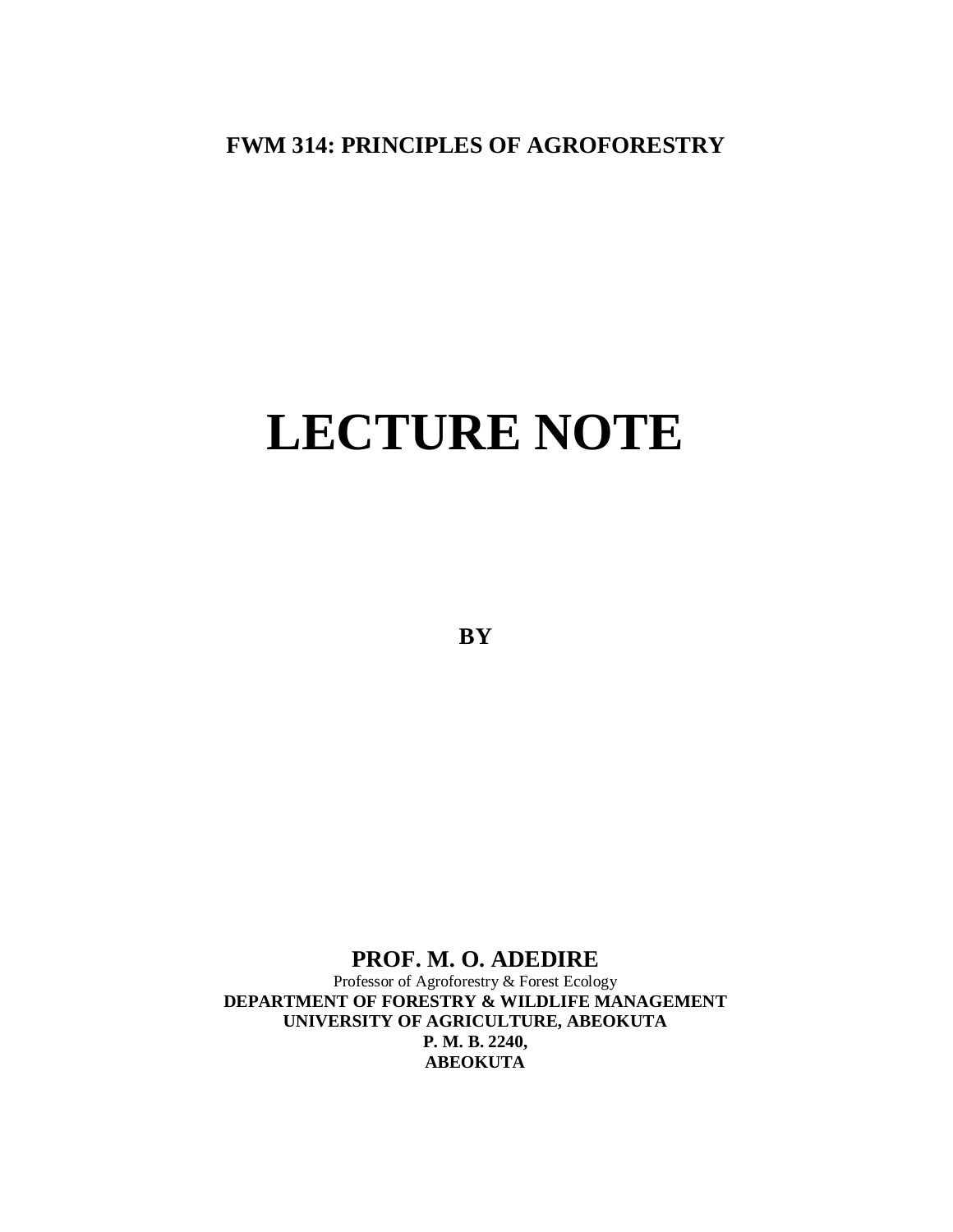**FWM 314: PRINCIPLES OF AGROFORESTRY**

# LECTURE NOTE

**BY**

**PROF. M. O. ADEDIRE**

Professor of Agroforestry & Forest Ecology

**DEPARTMENT OF FORESTRY & WILDLIFE MANAGEMENT**

**UNIVERSITY OF AGRICULTURE, ABEOKUTA**

**P. M. B. 2240,**

**ABEOKUTA**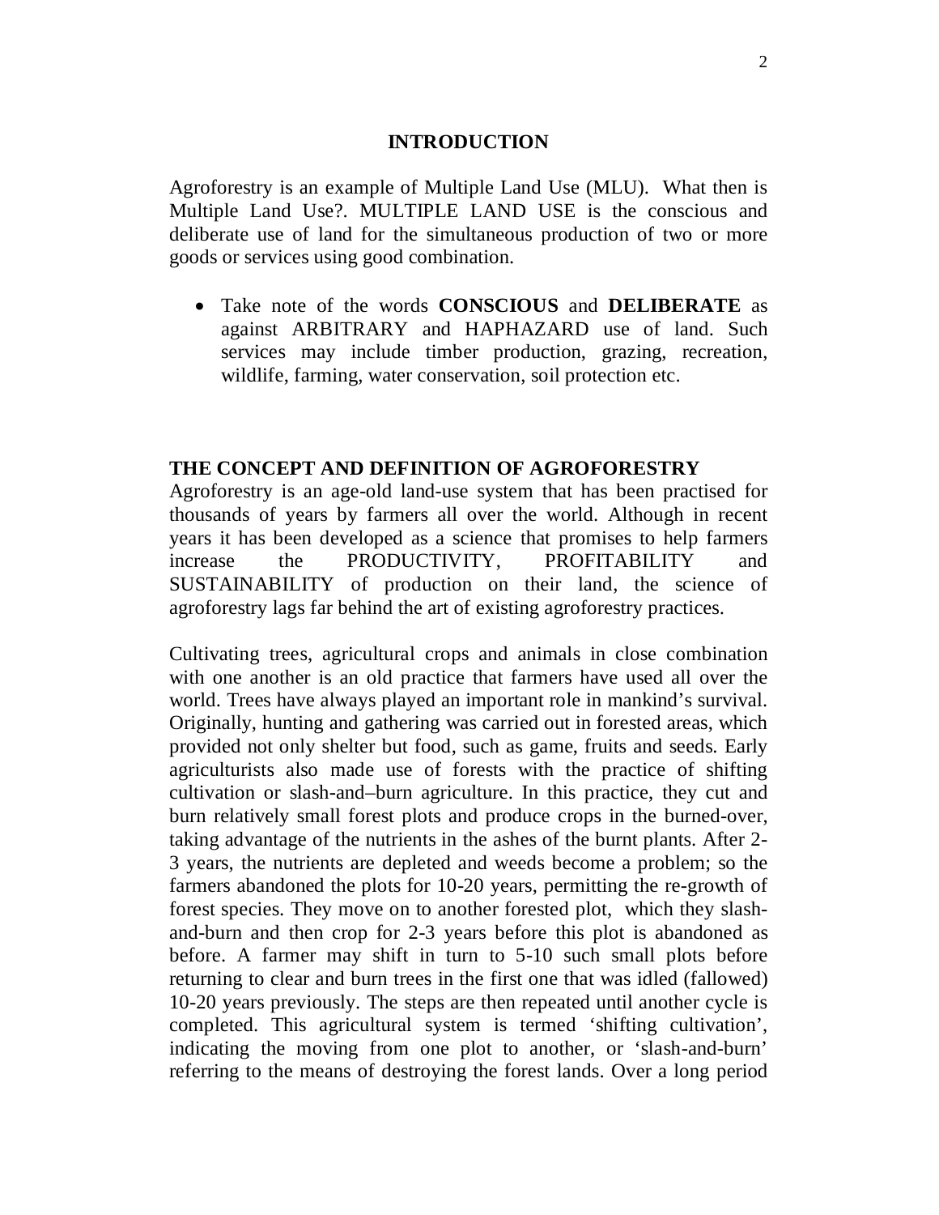## INTRODUCTION

Agroforestry is an example of Multiple Land Use (MLU). What then is Multiple Land Use?. MULTIPLE LAND USE is the conscious and deliberate use of land for the simultaneous production of two or more goods or services using good combination.

- Take note of the words **CONSCIOUS** and **DELIBERATE** as against ARBITRARY and HAPHAZARD use of land. Such services may include timber production, grazing, recreation, wildlife, farming, water conservation, soil protection etc.

## THE CONCEPT AND DEFINITION OF AGROFORESTRY

Agroforestry is an age-old land-use system that has been practised for thousands of years by farmers all over the world. Although in recent years it has been developed as a science that promises to help farmers increase the PRODUCTIVITY, PROFITABILITY and SUSTAINABILITY of production on their land, the science of agroforestry lags far behind the art of existing agroforestry practices.

Cultivating trees, agricultural crops and animals in close combination with one another is an old practice that farmers have used all over the world. Trees have always played an important role in mankind's survival. Originally, hunting and gathering was carried out in forested areas, which provided not only shelter but food, such as game, fruits and seeds. Early agriculturists also made use of forests with the practice of shifting cultivation or slash-and–burn agriculture. In this practice, they cut and burn relatively small forest plots and produce crops in the burned-over, taking advantage of the nutrients in the ashes of the burnt plants. After 2-3 years, the nutrients are depleted and weeds become a problem; so the farmers abandoned the plots for 10-20 years, permitting the re-growth of forest species. They move on to another forested plot, which they slash-and-burn and then crop for 2-3 years before this plot is abandoned as before. A farmer may shift in turn to 5-10 such small plots before returning to clear and burn trees in the first one that was idled (fallowed) 10-20 years previously. The steps are then repeated until another cycle is completed. This agricultural system is termed 'shifting cultivation', indicating the moving from one plot to another, or 'slash-and-burn' referring to the means of destroying the forest lands. Over a long period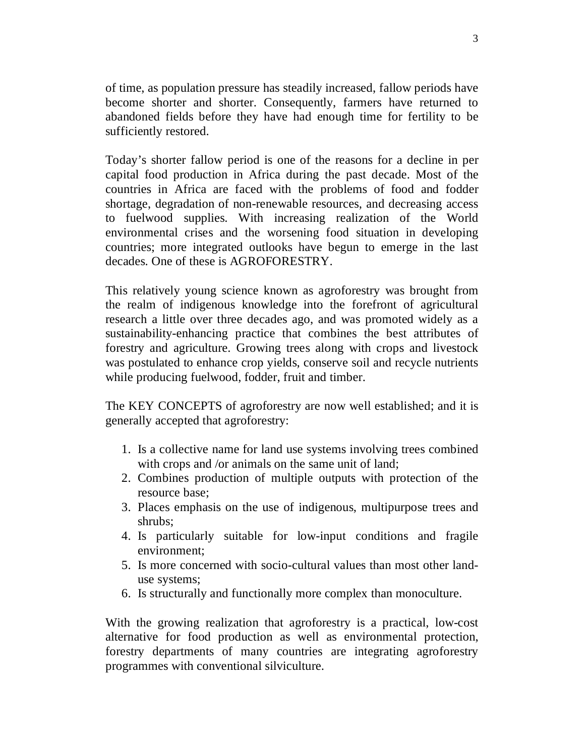of time, as population pressure has steadily increased, fallow periods have become shorter and shorter. Consequently, farmers have returned to abandoned fields before they have had enough time for fertility to be sufficiently restored.

Today's shorter fallow period is one of the reasons for a decline in per capital food production in Africa during the past decade. Most of the countries in Africa are faced with the problems of food and fodder shortage, degradation of non-renewable resources, and decreasing access to fuelwood supplies. With increasing realization of the World environmental crises and the worsening food situation in developing countries; more integrated outlooks have begun to emerge in the last decades. One of these is AGROFORESTRY.

This relatively young science known as agroforestry was brought from the realm of indigenous knowledge into the forefront of agricultural research a little over three decades ago, and was promoted widely as a sustainability-enhancing practice that combines the best attributes of forestry and agriculture. Growing trees along with crops and livestock was postulated to enhance crop yields, conserve soil and recycle nutrients while producing fuelwood, fodder, fruit and timber.

The KEY CONCEPTS of agroforestry are now well established; and it is generally accepted that agroforestry:

1. Is a collective name for land use systems involving trees combined with crops and /or animals on the same unit of land;
2. Combines production of multiple outputs with protection of the resource base;
3. Places emphasis on the use of indigenous, multipurpose trees and shrubs;
4. Is particularly suitable for low-input conditions and fragile environment;
5. Is more concerned with socio-cultural values than most other land-use systems;
6. Is structurally and functionally more complex than monoculture.

With the growing realization that agroforestry is a practical, low-cost alternative for food production as well as environmental protection, forestry departments of many countries are integrating agroforestry programmes with conventional silviculture.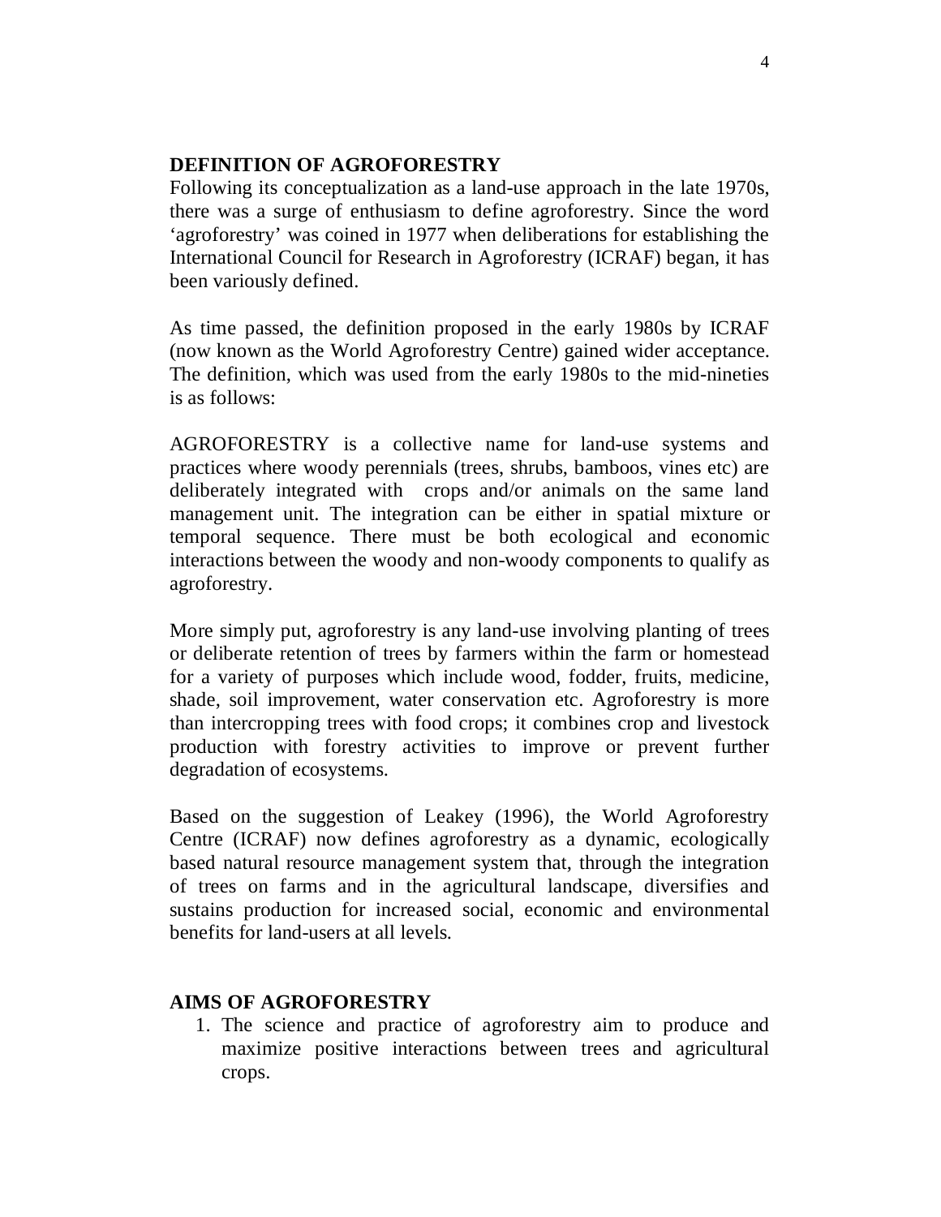## DEFINITION OF AGROFORESTRY

Following its conceptualization as a land-use approach in the late 1970s, there was a surge of enthusiasm to define agroforestry. Since the word 'agroforestry' was coined in 1977 when deliberations for establishing the International Council for Research in Agroforestry (ICRAF) began, it has been variously defined.

As time passed, the definition proposed in the early 1980s by ICRAF (now known as the World Agroforestry Centre) gained wider acceptance. The definition, which was used from the early 1980s to the mid-nineties is as follows:

AGROFORESTRY is a collective name for land-use systems and practices where woody perennials (trees, shrubs, bamboos, vines etc) are deliberately integrated with crops and/or animals on the same land management unit. The integration can be either in spatial mixture or temporal sequence. There must be both ecological and economic interactions between the woody and non-woody components to qualify as agroforestry.

More simply put, agroforestry is any land-use involving planting of trees or deliberate retention of trees by farmers within the farm or homestead for a variety of purposes which include wood, fodder, fruits, medicine, shade, soil improvement, water conservation etc. Agroforestry is more than intercropping trees with food crops; it combines crop and livestock production with forestry activities to improve or prevent further degradation of ecosystems.

Based on the suggestion of Leakey (1996), the World Agroforestry Centre (ICRAF) now defines agroforestry as a dynamic, ecologically based natural resource management system that, through the integration of trees on farms and in the agricultural landscape, diversifies and sustains production for increased social, economic and environmental benefits for land-users at all levels.

## AIMS OF AGROFORESTRY

1. The science and practice of agroforestry aim to produce and maximize positive interactions between trees and agricultural crops.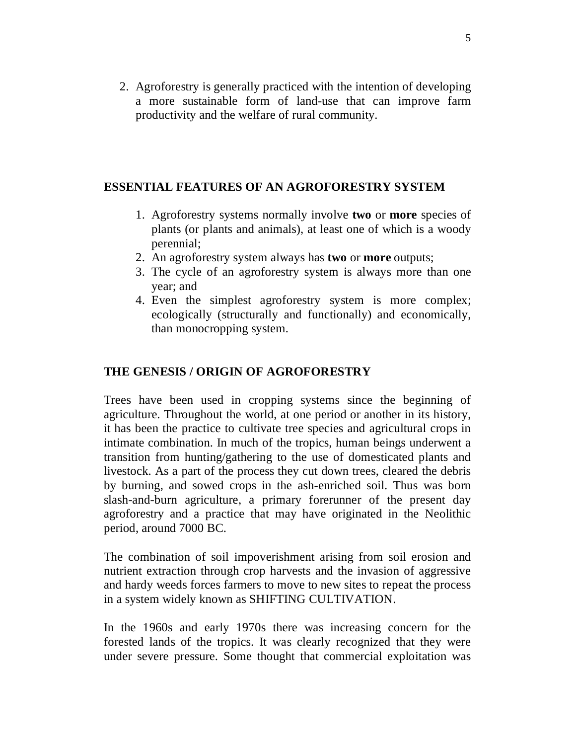2. Agroforestry is generally practiced with the intention of developing a more sustainable form of land-use that can improve farm productivity and the welfare of rural community.

## ESSENTIAL FEATURES OF AN AGROFORESTRY SYSTEM

1. Agroforestry systems normally involve **two** or **more** species of plants (or plants and animals), at least one of which is a woody perennial;
2. An agroforestry system always has **two** or **more** outputs;
3. The cycle of an agroforestry system is always more than one year; and
4. Even the simplest agroforestry system is more complex; ecologically (structurally and functionally) and economically, than monocropping system.

## THE GENESIS / ORIGIN OF AGROFORESTRY

Trees have been used in cropping systems since the beginning of agriculture. Throughout the world, at one period or another in its history, it has been the practice to cultivate tree species and agricultural crops in intimate combination. In much of the tropics, human beings underwent a transition from hunting/gathering to the use of domesticated plants and livestock. As a part of the process they cut down trees, cleared the debris by burning, and sowed crops in the ash-enriched soil. Thus was born slash-and-burn agriculture, a primary forerunner of the present day agroforestry and a practice that may have originated in the Neolithic period, around 7000 BC.

The combination of soil impoverishment arising from soil erosion and nutrient extraction through crop harvests and the invasion of aggressive and hardy weeds forces farmers to move to new sites to repeat the process in a system widely known as SHIFTING CULTIVATION.

In the 1960s and early 1970s there was increasing concern for the forested lands of the tropics. It was clearly recognized that they were under severe pressure. Some thought that commercial exploitation was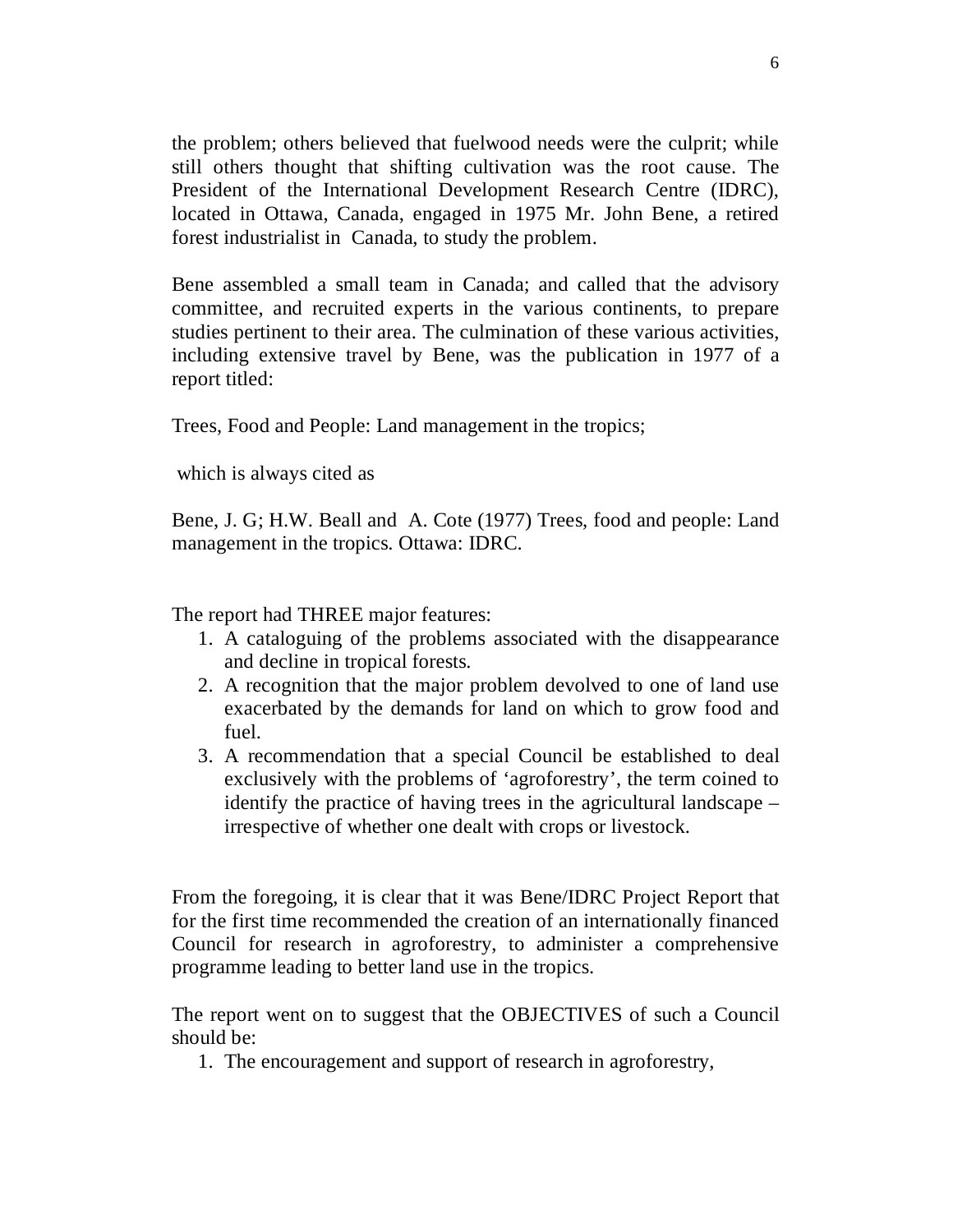the problem; others believed that fuelwood needs were the culprit; while still others thought that shifting cultivation was the root cause. The President of the International Development Research Centre (IDRC), located in Ottawa, Canada, engaged in 1975 Mr. John Bene, a retired forest industrialist in Canada, to study the problem.

Bene assembled a small team in Canada; and called that the advisory committee, and recruited experts in the various continents, to prepare studies pertinent to their area. The culmination of these various activities, including extensive travel by Bene, was the publication in 1977 of a report titled:

Trees, Food and People: Land management in the tropics;

which is always cited as

Bene, J. G; H.W. Beall and A. Cote (1977) Trees, food and people: Land management in the tropics. Ottawa: IDRC.

The report had THREE major features:

1. A cataloguing of the problems associated with the disappearance and decline in tropical forests.
2. A recognition that the major problem devolved to one of land use exacerbated by the demands for land on which to grow food and fuel.
3. A recommendation that a special Council be established to deal exclusively with the problems of 'agroforestry', the term coined to identify the practice of having trees in the agricultural landscape – irrespective of whether one dealt with crops or livestock.

From the foregoing, it is clear that it was Bene/IDRC Project Report that for the first time recommended the creation of an internationally financed Council for research in agroforestry, to administer a comprehensive programme leading to better land use in the tropics.

The report went on to suggest that the OBJECTIVES of such a Council should be:

1. The encouragement and support of research in agroforestry,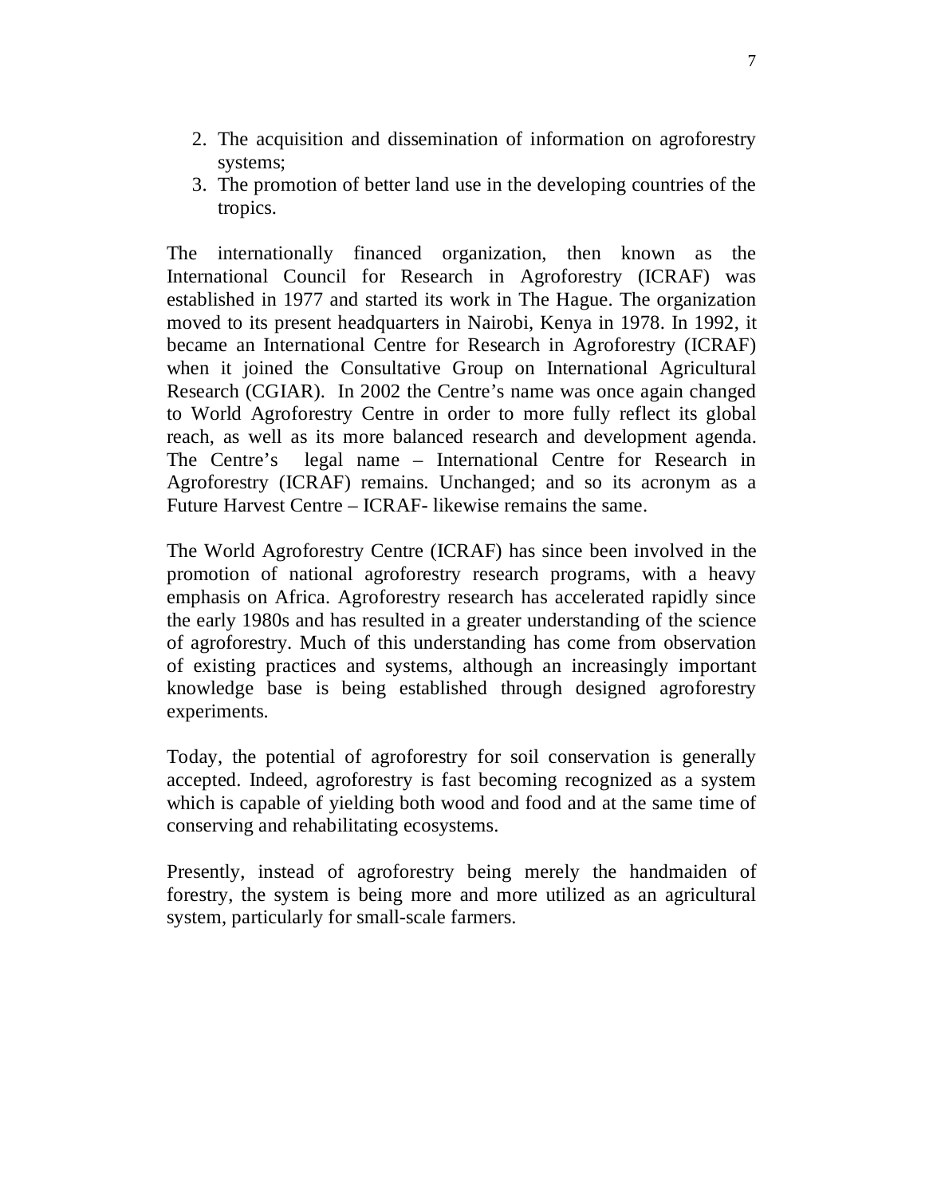2. The acquisition and dissemination of information on agroforestry systems;
3. The promotion of better land use in the developing countries of the tropics.

The internationally financed organization, then known as the International Council for Research in Agroforestry (ICRAF) was established in 1977 and started its work in The Hague. The organization moved to its present headquarters in Nairobi, Kenya in 1978. In 1992, it became an International Centre for Research in Agroforestry (ICRAF) when it joined the Consultative Group on International Agricultural Research (CGIAR). In 2002 the Centre's name was once again changed to World Agroforestry Centre in order to more fully reflect its global reach, as well as its more balanced research and development agenda. The Centre's legal name – International Centre for Research in Agroforestry (ICRAF) remains. Unchanged; and so its acronym as a Future Harvest Centre – ICRAF- likewise remains the same.

The World Agroforestry Centre (ICRAF) has since been involved in the promotion of national agroforestry research programs, with a heavy emphasis on Africa. Agroforestry research has accelerated rapidly since the early 1980s and has resulted in a greater understanding of the science of agroforestry. Much of this understanding has come from observation of existing practices and systems, although an increasingly important knowledge base is being established through designed agroforestry experiments.

Today, the potential of agroforestry for soil conservation is generally accepted. Indeed, agroforestry is fast becoming recognized as a system which is capable of yielding both wood and food and at the same time of conserving and rehabilitating ecosystems.

Presently, instead of agroforestry being merely the handmaiden of forestry, the system is being more and more utilized as an agricultural system, particularly for small-scale farmers.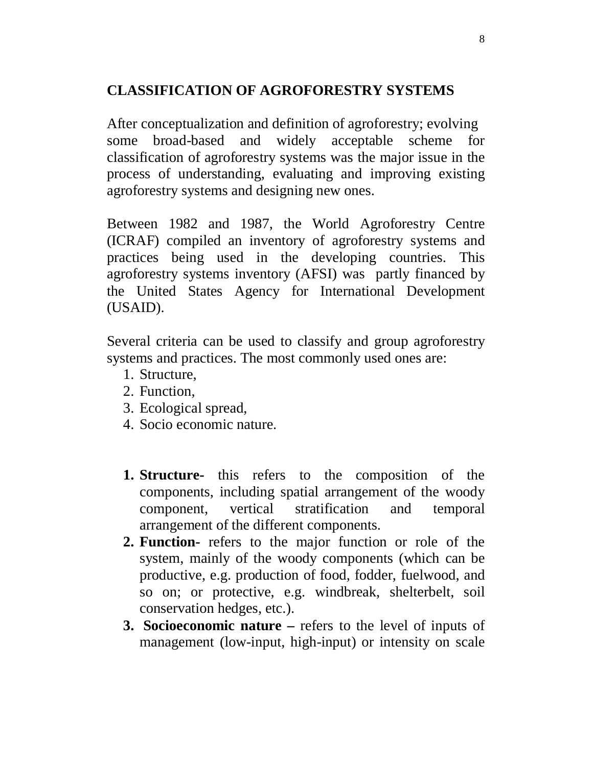## CLASSIFICATION OF AGROFORESTRY SYSTEMS

After conceptualization and definition of agroforestry; evolving some broad-based and widely acceptable scheme for classification of agroforestry systems was the major issue in the process of understanding, evaluating and improving existing agroforestry systems and designing new ones.

Between 1982 and 1987, the World Agroforestry Centre (ICRAF) compiled an inventory of agroforestry systems and practices being used in the developing countries. This agroforestry systems inventory (AFSI) was partly financed by the United States Agency for International Development (USAID).

Several criteria can be used to classify and group agroforestry systems and practices. The most commonly used ones are:

1. Structure,
2. Function,
3. Ecological spread,
4. Socio economic nature.

1. **Structure-** this refers to the composition of the components, including spatial arrangement of the woody component, vertical stratification and temporal arrangement of the different components.
2. **Function-** refers to the major function or role of the system, mainly of the woody components (which can be productive, e.g. production of food, fodder, fuelwood, and so on; or protective, e.g. windbreak, shelterbelt, soil conservation hedges, etc.).
3. **Socioeconomic nature –** refers to the level of inputs of management (low-input, high-input) or intensity on scale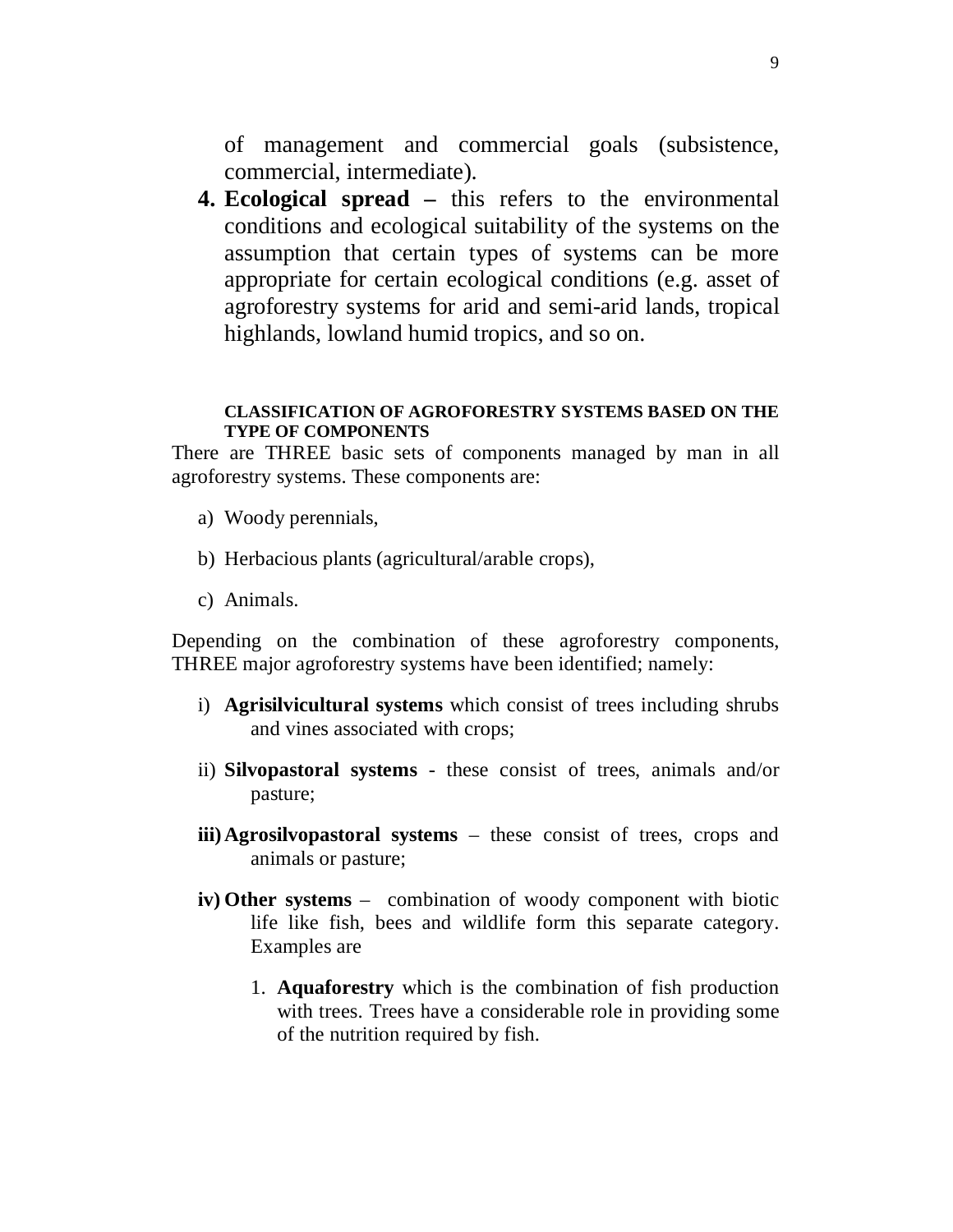of management and commercial goals (subsistence, commercial, intermediate).

4. **Ecological spread –** this refers to the environmental conditions and ecological suitability of the systems on the assumption that certain types of systems can be more appropriate for certain ecological conditions (e.g. asset of agroforestry systems for arid and semi-arid lands, tropical highlands, lowland humid tropics, and so on.

### CLASSIFICATION OF AGROFORESTRY SYSTEMS BASED ON THE TYPE OF COMPONENTS

There are THREE basic sets of components managed by man in all agroforestry systems. These components are:

a) Woody perennials,

b) Herbacious plants (agricultural/arable crops),

c) Animals.

Depending on the combination of these agroforestry components, THREE major agroforestry systems have been identified; namely:

i) **Agrisilvicultural systems** which consist of trees including shrubs and vines associated with crops;

ii) **Silvopastoral systems** - these consist of trees, animals and/or pasture;

**iii)** **Agrosilvopastoral systems** – these consist of trees, crops and animals or pasture;

**iv)** **Other systems** – combination of woody component with biotic life like fish, bees and wildlife form this separate category. Examples are

1. **Aquaforestry** which is the combination of fish production with trees. Trees have a considerable role in providing some of the nutrition required by fish.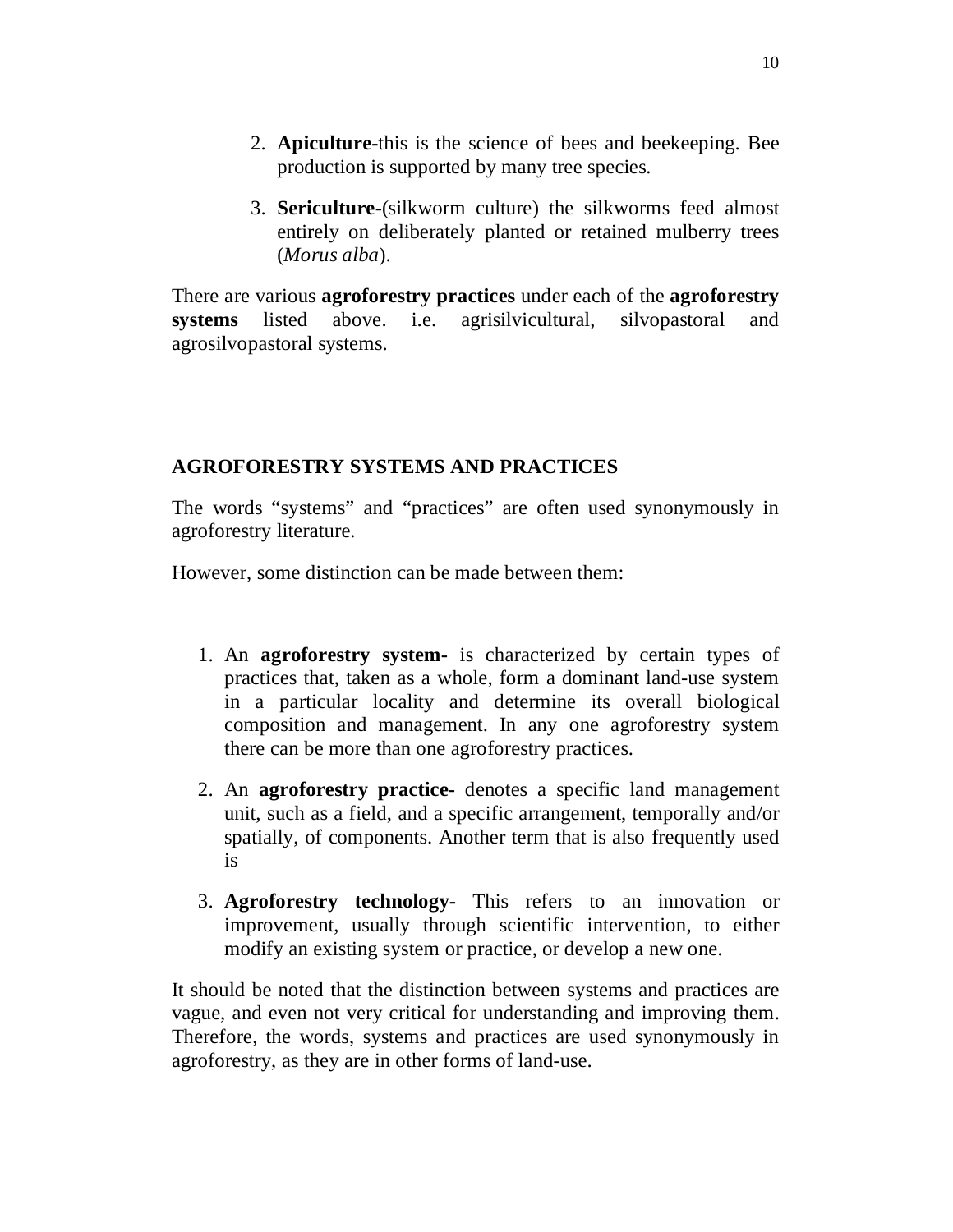2. **Apiculture**-this is the science of bees and beekeeping. Bee production is supported by many tree species.

3. **Sericulture**-(silkworm culture) the silkworms feed almost entirely on deliberately planted or retained mulberry trees (*Morus alba*).

There are various **agroforestry practices** under each of the **agroforestry systems** listed above. i.e. agrisilvicultural, silvopastoral and agrosilvopastoral systems.

## AGROFORESTRY SYSTEMS AND PRACTICES

The words "systems" and "practices" are often used synonymously in agroforestry literature.

However, some distinction can be made between them:

1. An **agroforestry system-** is characterized by certain types of practices that, taken as a whole, form a dominant land-use system in a particular locality and determine its overall biological composition and management. In any one agroforestry system there can be more than one agroforestry practices.

2. An **agroforestry practice-** denotes a specific land management unit, such as a field, and a specific arrangement, temporally and/or spatially, of components. Another term that is also frequently used is

3. **Agroforestry technology-** This refers to an innovation or improvement, usually through scientific intervention, to either modify an existing system or practice, or develop a new one.

It should be noted that the distinction between systems and practices are vague, and even not very critical for understanding and improving them. Therefore, the words, systems and practices are used synonymously in agroforestry, as they are in other forms of land-use.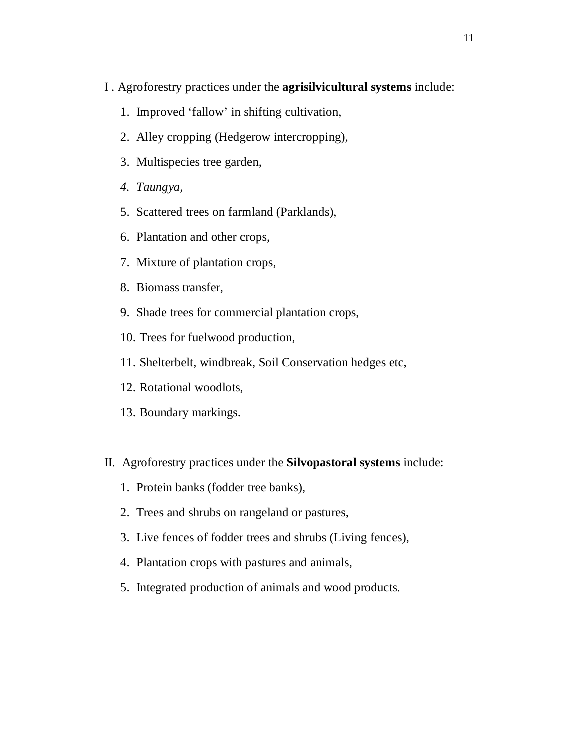I . Agroforestry practices under the **agrisilvicultural systems** include:

1. Improved ‘fallow’ in shifting cultivation,
2. Alley cropping (Hedgerow intercropping),
3. Multispecies tree garden,
4. *Taungya,*
5. Scattered trees on farmland (Parklands),
6. Plantation and other crops,
7. Mixture of plantation crops,
8. Biomass transfer,
9. Shade trees for commercial plantation crops,
10. Trees for fuelwood production,
11. Shelterbelt, windbreak, Soil Conservation hedges etc,
12. Rotational woodlots,
13. Boundary markings.

II. Agroforestry practices under the **Silvopastoral systems** include:

1. Protein banks (fodder tree banks),
2. Trees and shrubs on rangeland or pastures,
3. Live fences of fodder trees and shrubs (Living fences),
4. Plantation crops with pastures and animals,
5. Integrated production of animals and wood products.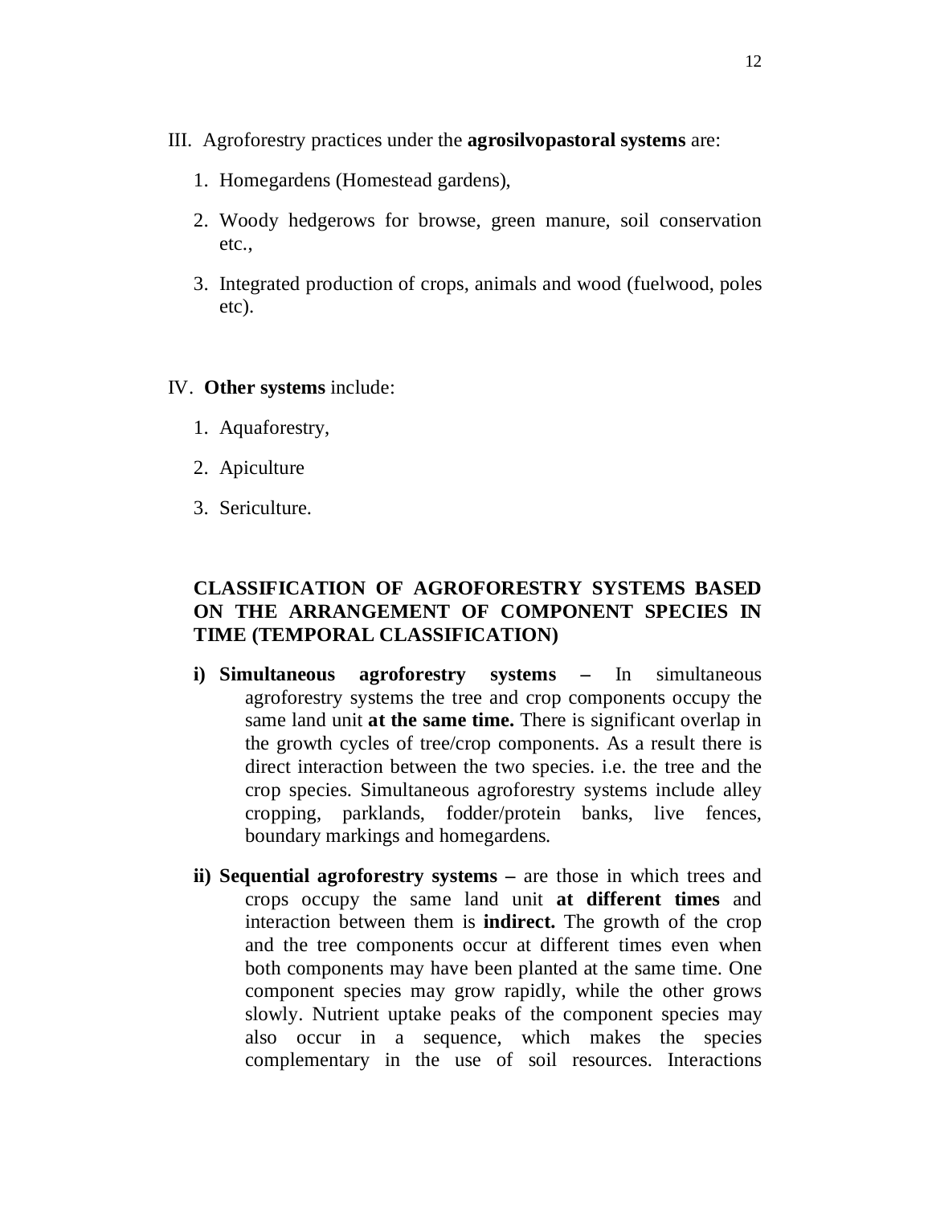III. Agroforestry practices under the **agrosilvopastoral systems** are:

1. Homegardens (Homestead gardens),
2. Woody hedgerows for browse, green manure, soil conservation etc.,
3. Integrated production of crops, animals and wood (fuelwood, poles etc).

IV. **Other systems** include:

1. Aquaforestry,
2. Apiculture
3. Sericulture.

## CLASSIFICATION OF AGROFORESTRY SYSTEMS BASED ON THE ARRANGEMENT OF COMPONENT SPECIES IN TIME (TEMPORAL CLASSIFICATION)

i) **Simultaneous agroforestry systems –** In simultaneous agroforestry systems the tree and crop components occupy the same land unit **at the same time.** There is significant overlap in the growth cycles of tree/crop components. As a result there is direct interaction between the two species. i.e. the tree and the crop species. Simultaneous agroforestry systems include alley cropping, parklands, fodder/protein banks, live fences, boundary markings and homegardens.

ii) **Sequential agroforestry systems –** are those in which trees and crops occupy the same land unit **at different times** and interaction between them is **indirect.** The growth of the crop and the tree components occur at different times even when both components may have been planted at the same time. One component species may grow rapidly, while the other grows slowly. Nutrient uptake peaks of the component species may also occur in a sequence, which makes the species complementary in the use of soil resources. Interactions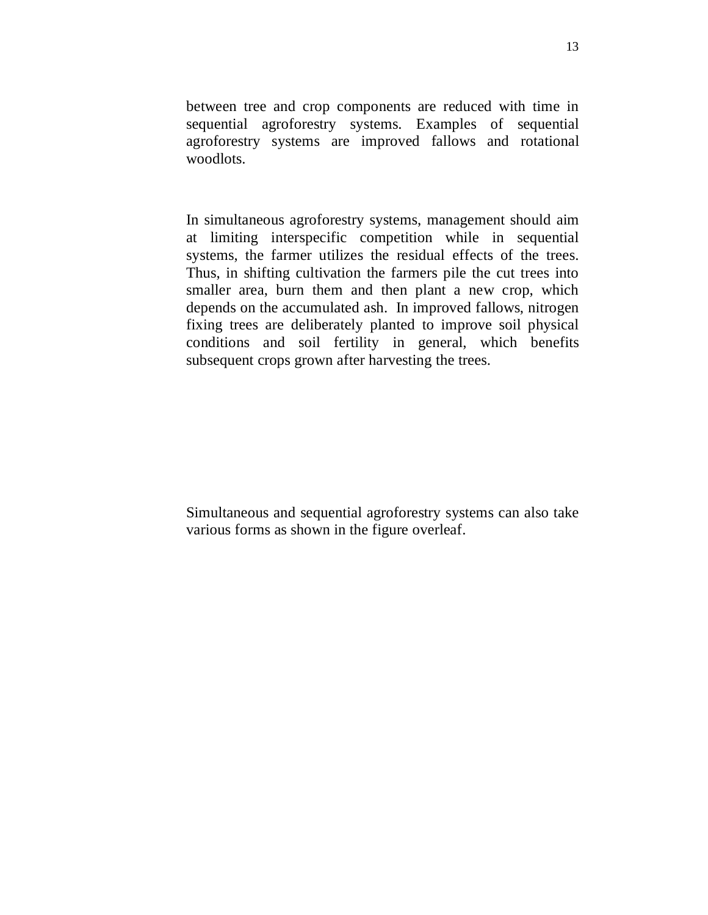between tree and crop components are reduced with time in sequential agroforestry systems. Examples of sequential agroforestry systems are improved fallows and rotational woodlots.

In simultaneous agroforestry systems, management should aim at limiting interspecific competition while in sequential systems, the farmer utilizes the residual effects of the trees. Thus, in shifting cultivation the farmers pile the cut trees into smaller area, burn them and then plant a new crop, which depends on the accumulated ash. In improved fallows, nitrogen fixing trees are deliberately planted to improve soil physical conditions and soil fertility in general, which benefits subsequent crops grown after harvesting the trees.

Simultaneous and sequential agroforestry systems can also take various forms as shown in the figure overleaf.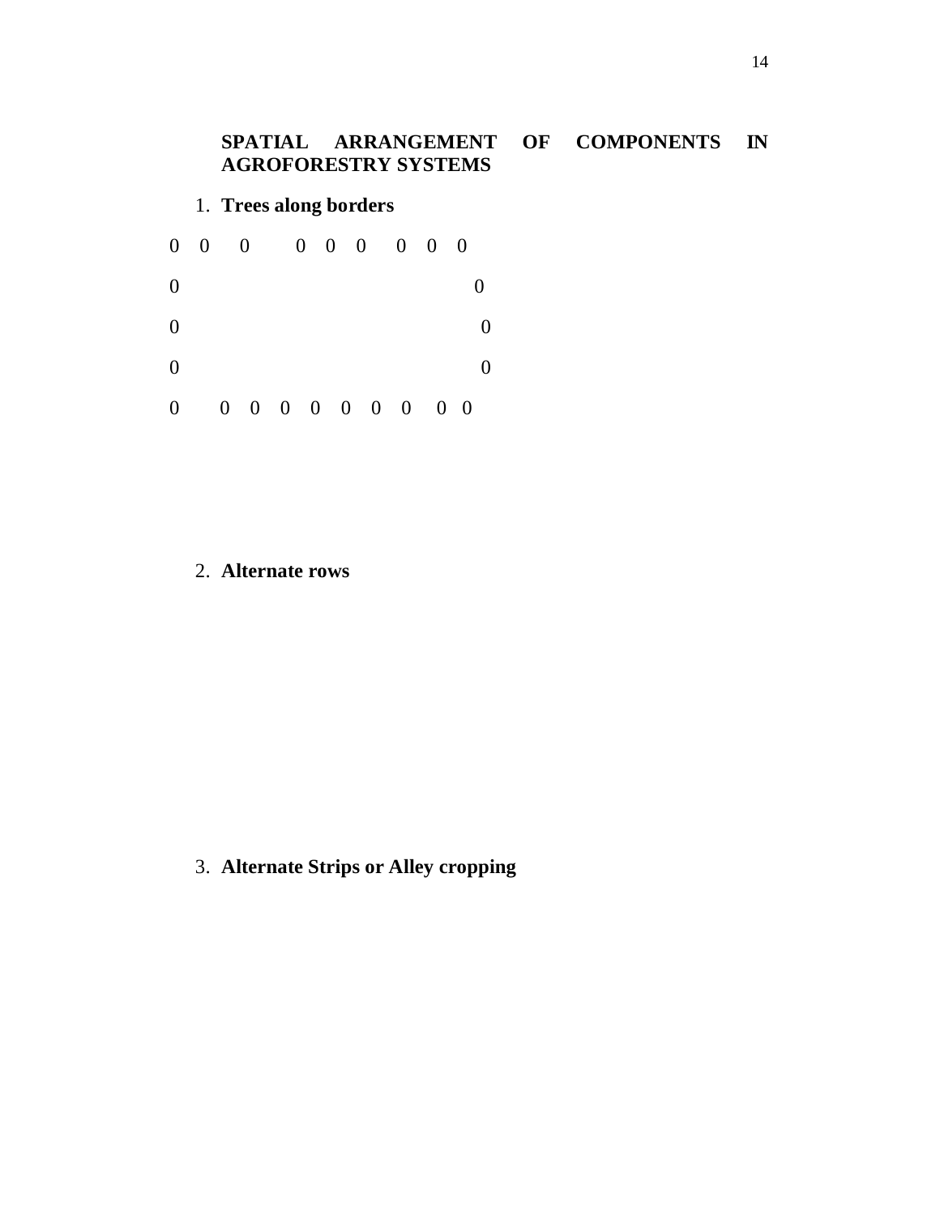## SPATIAL ARRANGEMENT OF COMPONENTS IN AGROFORESTRY SYSTEMS

1. **Trees along borders**

```
0   0     0       0   0   0     0   0   0
0                                          0
0                                           0
0                                           0
0       0   0   0   0   0   0   0     0   0
```

2. **Alternate rows**

3. **Alternate Strips or Alley cropping**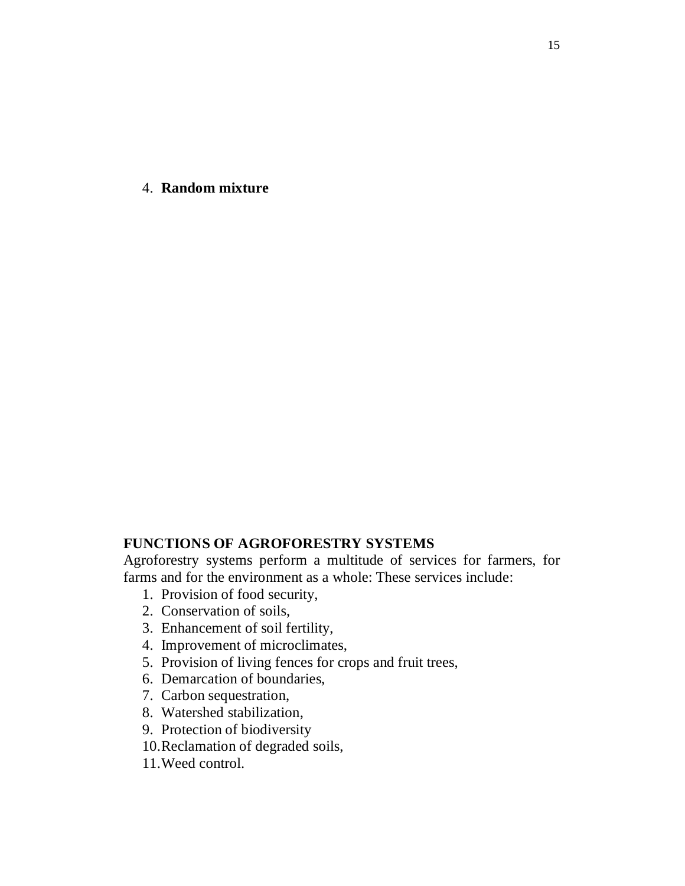4. **Random mixture**

**FUNCTIONS OF AGROFORESTRY SYSTEMS**

Agroforestry systems perform a multitude of services for farmers, for farms and for the environment as a whole: These services include:

1. Provision of food security,
2. Conservation of soils,
3. Enhancement of soil fertility,
4. Improvement of microclimates,
5. Provision of living fences for crops and fruit trees,
6. Demarcation of boundaries,
7. Carbon sequestration,
8. Watershed stabilization,
9. Protection of biodiversity
10. Reclamation of degraded soils,
11. Weed control.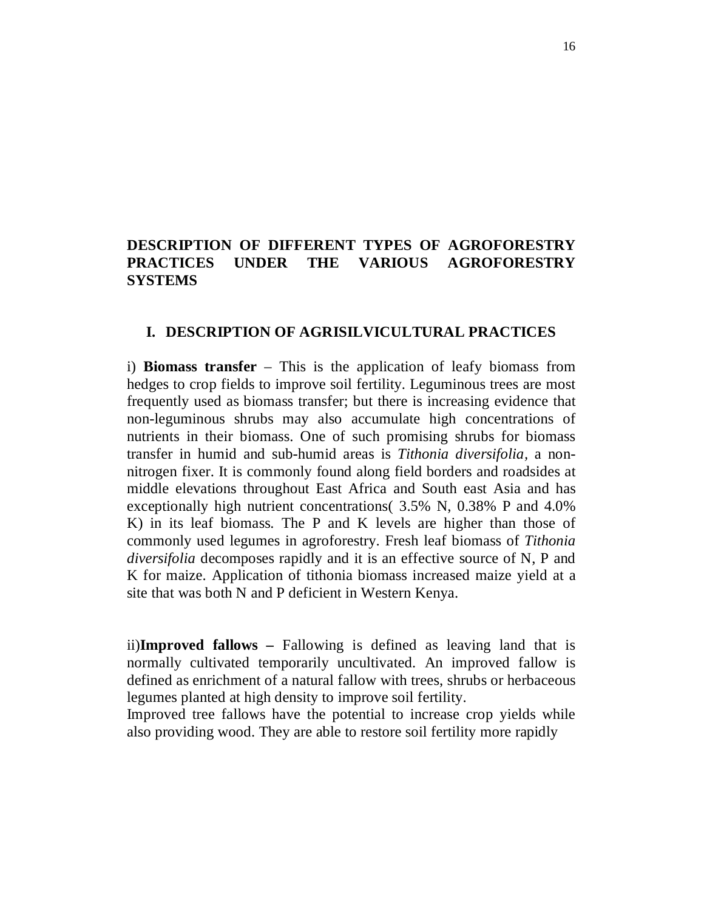# DESCRIPTION OF DIFFERENT TYPES OF AGROFORESTRY PRACTICES UNDER THE VARIOUS AGROFORESTRY SYSTEMS

## I. DESCRIPTION OF AGRISILVICULTURAL PRACTICES

i) **Biomass transfer** – This is the application of leafy biomass from hedges to crop fields to improve soil fertility. Leguminous trees are most frequently used as biomass transfer; but there is increasing evidence that non-leguminous shrubs may also accumulate high concentrations of nutrients in their biomass. One of such promising shrubs for biomass transfer in humid and sub-humid areas is *Tithonia diversifolia*, a non-nitrogen fixer. It is commonly found along field borders and roadsides at middle elevations throughout East Africa and South east Asia and has exceptionally high nutrient concentrations( 3.5% N, 0.38% P and 4.0% K) in its leaf biomass. The P and K levels are higher than those of commonly used legumes in agroforestry. Fresh leaf biomass of *Tithonia diversifolia* decomposes rapidly and it is an effective source of N, P and K for maize. Application of tithonia biomass increased maize yield at a site that was both N and P deficient in Western Kenya.

ii)**Improved fallows –** Fallowing is defined as leaving land that is normally cultivated temporarily uncultivated. An improved fallow is defined as enrichment of a natural fallow with trees, shrubs or herbaceous legumes planted at high density to improve soil fertility.

Improved tree fallows have the potential to increase crop yields while also providing wood. They are able to restore soil fertility more rapidly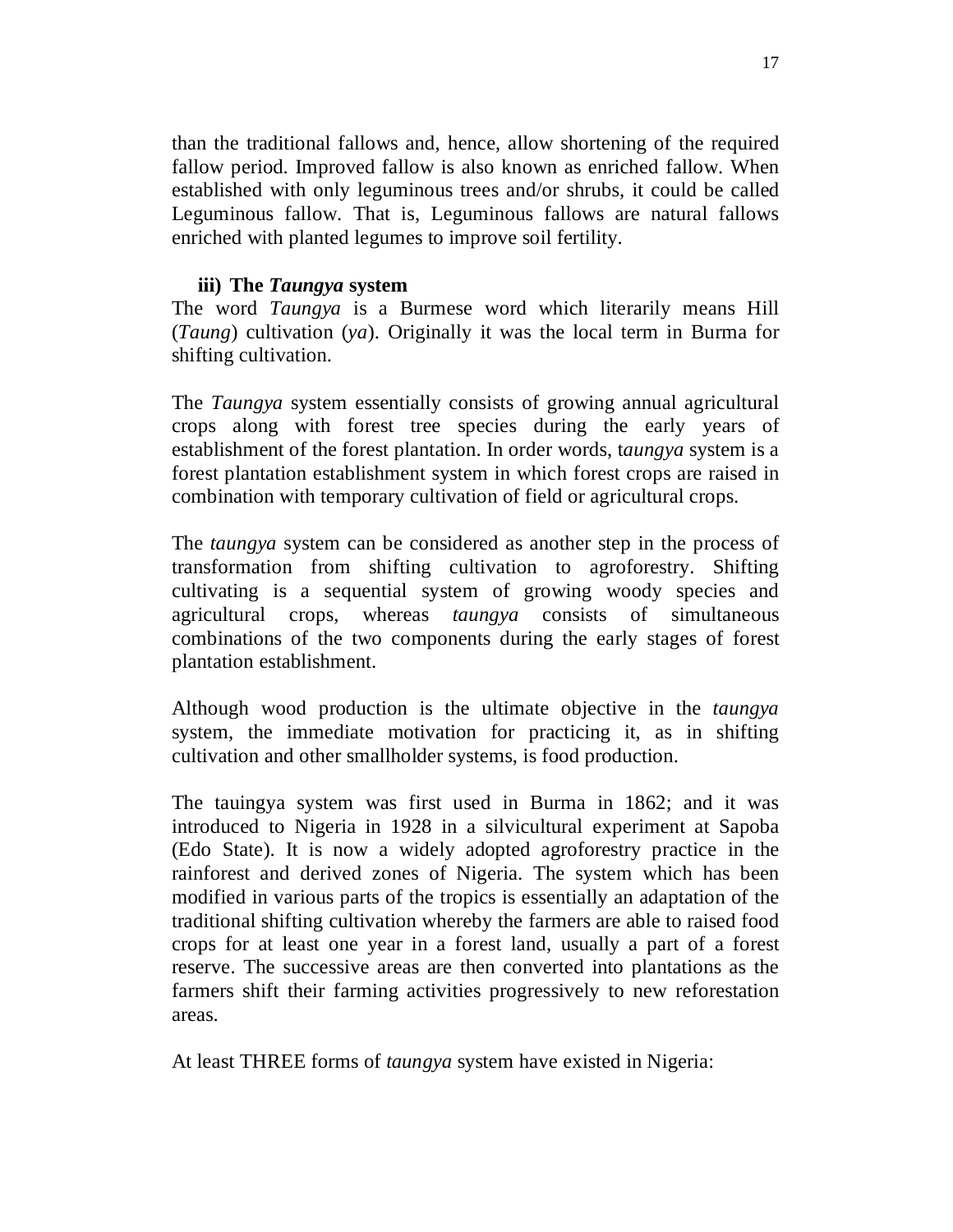than the traditional fallows and, hence, allow shortening of the required fallow period. Improved fallow is also known as enriched fallow. When established with only leguminous trees and/or shrubs, it could be called Leguminous fallow. That is, Leguminous fallows are natural fallows enriched with planted legumes to improve soil fertility.

### iii) The *Taungya* system

The word *Taungya* is a Burmese word which literarily means Hill (*Taung*) cultivation (*ya*). Originally it was the local term in Burma for shifting cultivation.

The *Taungya* system essentially consists of growing annual agricultural crops along with forest tree species during the early years of establishment of the forest plantation. In order words, t*aungya* system is a forest plantation establishment system in which forest crops are raised in combination with temporary cultivation of field or agricultural crops.

The *taungya* system can be considered as another step in the process of transformation from shifting cultivation to agroforestry. Shifting cultivating is a sequential system of growing woody species and agricultural crops, whereas *taungya* consists of simultaneous combinations of the two components during the early stages of forest plantation establishment.

Although wood production is the ultimate objective in the *taungya* system, the immediate motivation for practicing it, as in shifting cultivation and other smallholder systems, is food production.

The tauingya system was first used in Burma in 1862; and it was introduced to Nigeria in 1928 in a silvicultural experiment at Sapoba (Edo State). It is now a widely adopted agroforestry practice in the rainforest and derived zones of Nigeria. The system which has been modified in various parts of the tropics is essentially an adaptation of the traditional shifting cultivation whereby the farmers are able to raised food crops for at least one year in a forest land, usually a part of a forest reserve. The successive areas are then converted into plantations as the farmers shift their farming activities progressively to new reforestation areas.

At least THREE forms of *taungya* system have existed in Nigeria: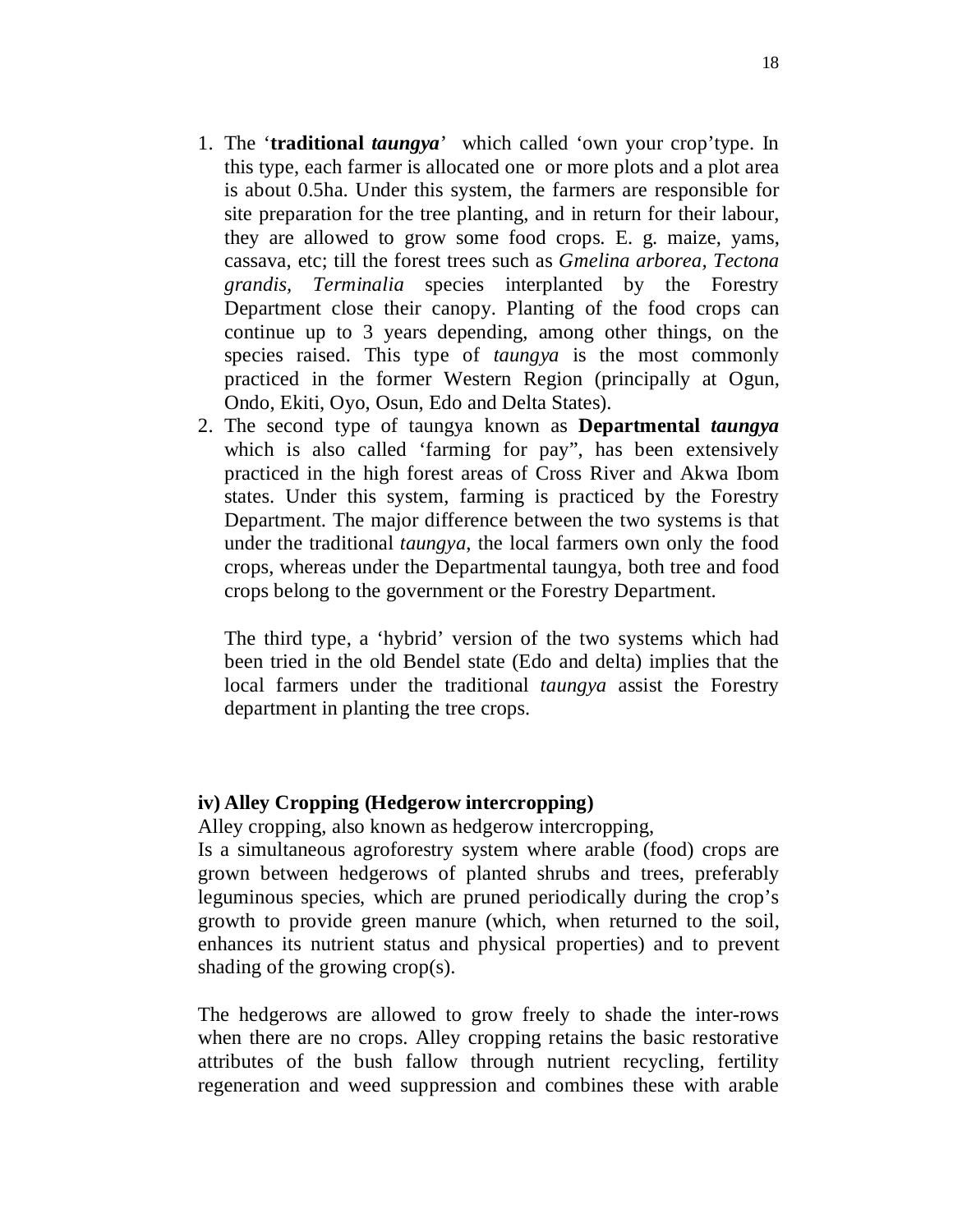1. The '**traditional *taungya***' which called 'own your crop'type. In this type, each farmer is allocated one or more plots and a plot area is about 0.5ha. Under this system, the farmers are responsible for site preparation for the tree planting, and in return for their labour, they are allowed to grow some food crops. E. g. maize, yams, cassava, etc; till the forest trees such as *Gmelina arborea*, *Tectona grandis*, *Terminalia* species interplanted by the Forestry Department close their canopy. Planting of the food crops can continue up to 3 years depending, among other things, on the species raised. This type of *taungya* is the most commonly practiced in the former Western Region (principally at Ogun, Ondo, Ekiti, Oyo, Osun, Edo and Delta States).
2. The second type of taungya known as **Departmental *taungya*** which is also called 'farming for pay", has been extensively practiced in the high forest areas of Cross River and Akwa Ibom states. Under this system, farming is practiced by the Forestry Department. The major difference between the two systems is that under the traditional *taungya*, the local farmers own only the food crops, whereas under the Departmental taungya, both tree and food crops belong to the government or the Forestry Department.

   The third type, a 'hybrid' version of the two systems which had been tried in the old Bendel state (Edo and delta) implies that the local farmers under the traditional *taungya* assist the Forestry department in planting the tree crops.

**iv) Alley Cropping (Hedgerow intercropping)**

Alley cropping, also known as hedgerow intercropping,
Is a simultaneous agroforestry system where arable (food) crops are grown between hedgerows of planted shrubs and trees, preferably leguminous species, which are pruned periodically during the crop's growth to provide green manure (which, when returned to the soil, enhances its nutrient status and physical properties) and to prevent shading of the growing crop(s).

The hedgerows are allowed to grow freely to shade the inter-rows when there are no crops. Alley cropping retains the basic restorative attributes of the bush fallow through nutrient recycling, fertility regeneration and weed suppression and combines these with arable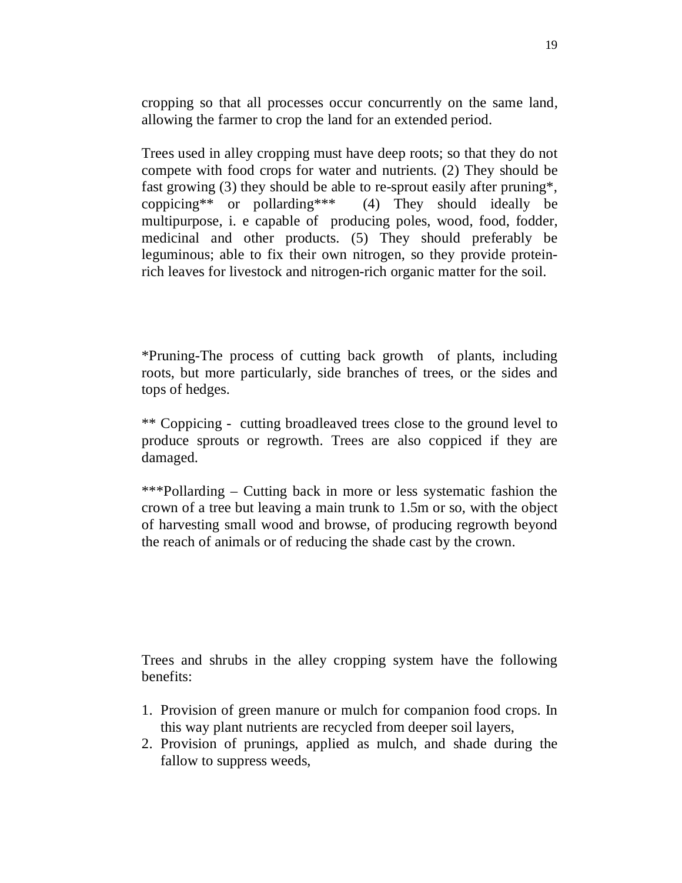cropping so that all processes occur concurrently on the same land, allowing the farmer to crop the land for an extended period.

Trees used in alley cropping must have deep roots; so that they do not compete with food crops for water and nutrients. (2) They should be fast growing (3) they should be able to re-sprout easily after pruning*, coppicing** or pollarding*** (4) They should ideally be multipurpose, i. e capable of producing poles, wood, food, fodder, medicinal and other products. (5) They should preferably be leguminous; able to fix their own nitrogen, so they provide protein-rich leaves for livestock and nitrogen-rich organic matter for the soil.

*Pruning-The process of cutting back growth of plants, including roots, but more particularly, side branches of trees, or the sides and tops of hedges.

** Coppicing - cutting broadleaved trees close to the ground level to produce sprouts or regrowth. Trees are also coppiced if they are damaged.

***Pollarding – Cutting back in more or less systematic fashion the crown of a tree but leaving a main trunk to 1.5m or so, with the object of harvesting small wood and browse, of producing regrowth beyond the reach of animals or of reducing the shade cast by the crown.

Trees and shrubs in the alley cropping system have the following benefits:

1. Provision of green manure or mulch for companion food crops. In this way plant nutrients are recycled from deeper soil layers,
2. Provision of prunings, applied as mulch, and shade during the fallow to suppress weeds,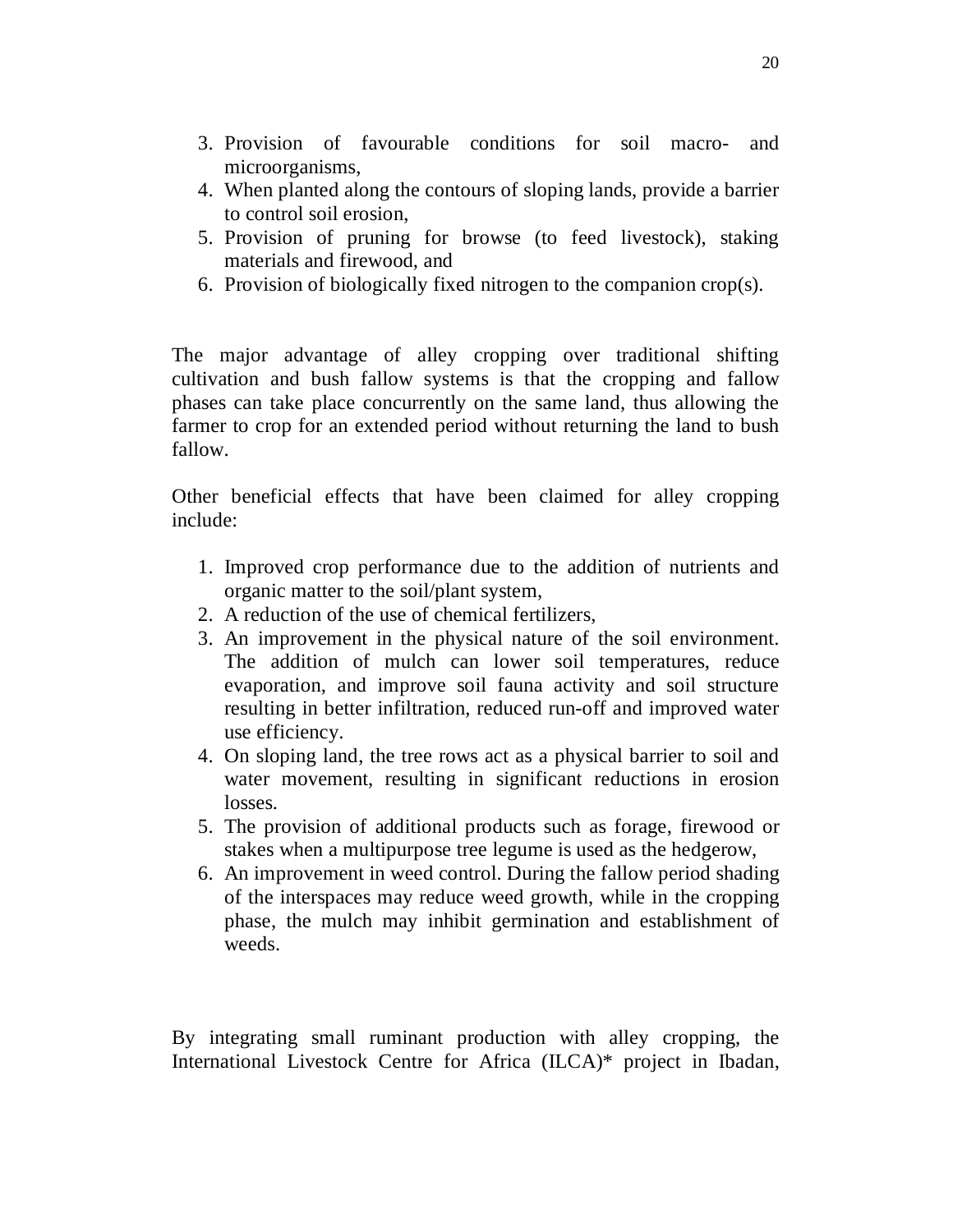3. Provision of favourable conditions for soil macro- and microorganisms,
4. When planted along the contours of sloping lands, provide a barrier to control soil erosion,
5. Provision of pruning for browse (to feed livestock), staking materials and firewood, and
6. Provision of biologically fixed nitrogen to the companion crop(s).

The major advantage of alley cropping over traditional shifting cultivation and bush fallow systems is that the cropping and fallow phases can take place concurrently on the same land, thus allowing the farmer to crop for an extended period without returning the land to bush fallow.

Other beneficial effects that have been claimed for alley cropping include:

1. Improved crop performance due to the addition of nutrients and organic matter to the soil/plant system,
2. A reduction of the use of chemical fertilizers,
3. An improvement in the physical nature of the soil environment. The addition of mulch can lower soil temperatures, reduce evaporation, and improve soil fauna activity and soil structure resulting in better infiltration, reduced run-off and improved water use efficiency.
4. On sloping land, the tree rows act as a physical barrier to soil and water movement, resulting in significant reductions in erosion losses.
5. The provision of additional products such as forage, firewood or stakes when a multipurpose tree legume is used as the hedgerow,
6. An improvement in weed control. During the fallow period shading of the interspaces may reduce weed growth, while in the cropping phase, the mulch may inhibit germination and establishment of weeds.

By integrating small ruminant production with alley cropping, the International Livestock Centre for Africa (ILCA)* project in Ibadan,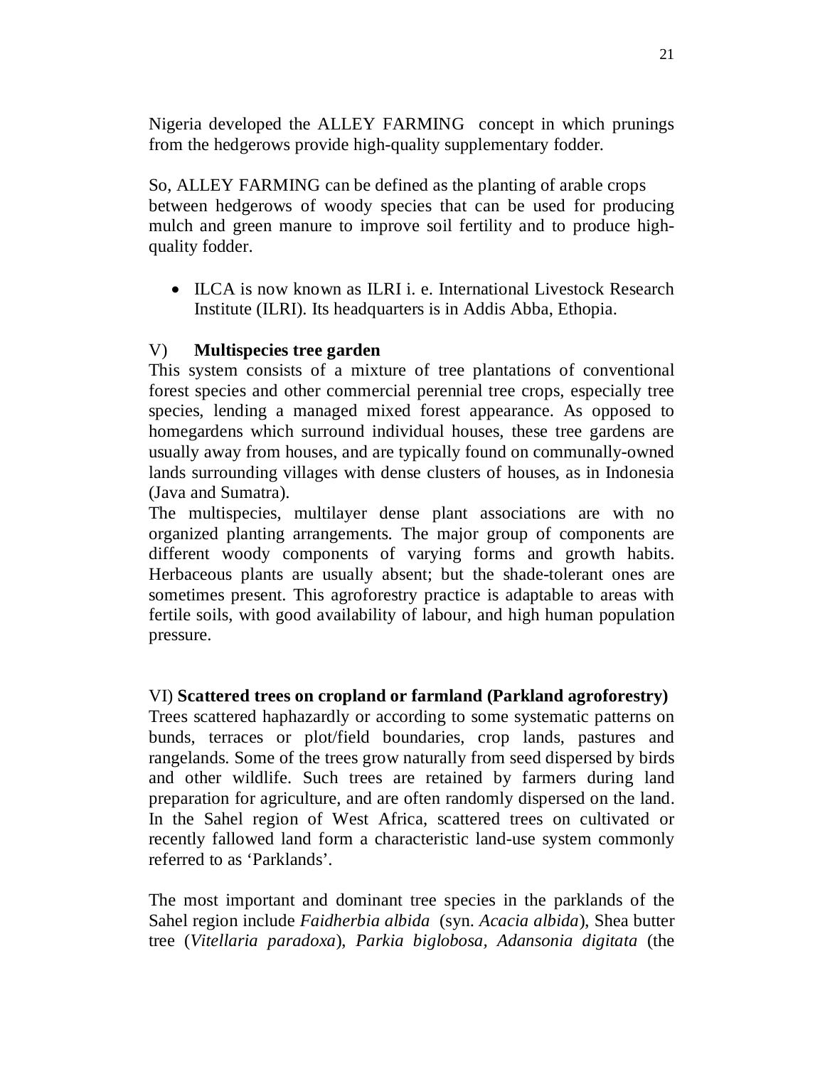Nigeria developed the ALLEY FARMING concept in which prunings from the hedgerows provide high-quality supplementary fodder.

So, ALLEY FARMING can be defined as the planting of arable crops between hedgerows of woody species that can be used for producing mulch and green manure to improve soil fertility and to produce high-quality fodder.

- ILCA is now known as ILRI i. e. International Livestock Research Institute (ILRI). Its headquarters is in Addis Abba, Ethopia.

### V) **Multispecies tree garden**

This system consists of a mixture of tree plantations of conventional forest species and other commercial perennial tree crops, especially tree species, lending a managed mixed forest appearance. As opposed to homegardens which surround individual houses, these tree gardens are usually away from houses, and are typically found on communally-owned lands surrounding villages with dense clusters of houses, as in Indonesia (Java and Sumatra).

The multispecies, multilayer dense plant associations are with no organized planting arrangements. The major group of components are different woody components of varying forms and growth habits. Herbaceous plants are usually absent; but the shade-tolerant ones are sometimes present. This agroforestry practice is adaptable to areas with fertile soils, with good availability of labour, and high human population pressure.

### VI) **Scattered trees on cropland or farmland (Parkland agroforestry)**

Trees scattered haphazardly or according to some systematic patterns on bunds, terraces or plot/field boundaries, crop lands, pastures and rangelands. Some of the trees grow naturally from seed dispersed by birds and other wildlife. Such trees are retained by farmers during land preparation for agriculture, and are often randomly dispersed on the land. In the Sahel region of West Africa, scattered trees on cultivated or recently fallowed land form a characteristic land-use system commonly referred to as 'Parklands'.

The most important and dominant tree species in the parklands of the Sahel region include *Faidherbia albida* (syn. *Acacia albida*), Shea butter tree (*Vitellaria paradoxa*), *Parkia biglobosa*, *Adansonia digitata* (the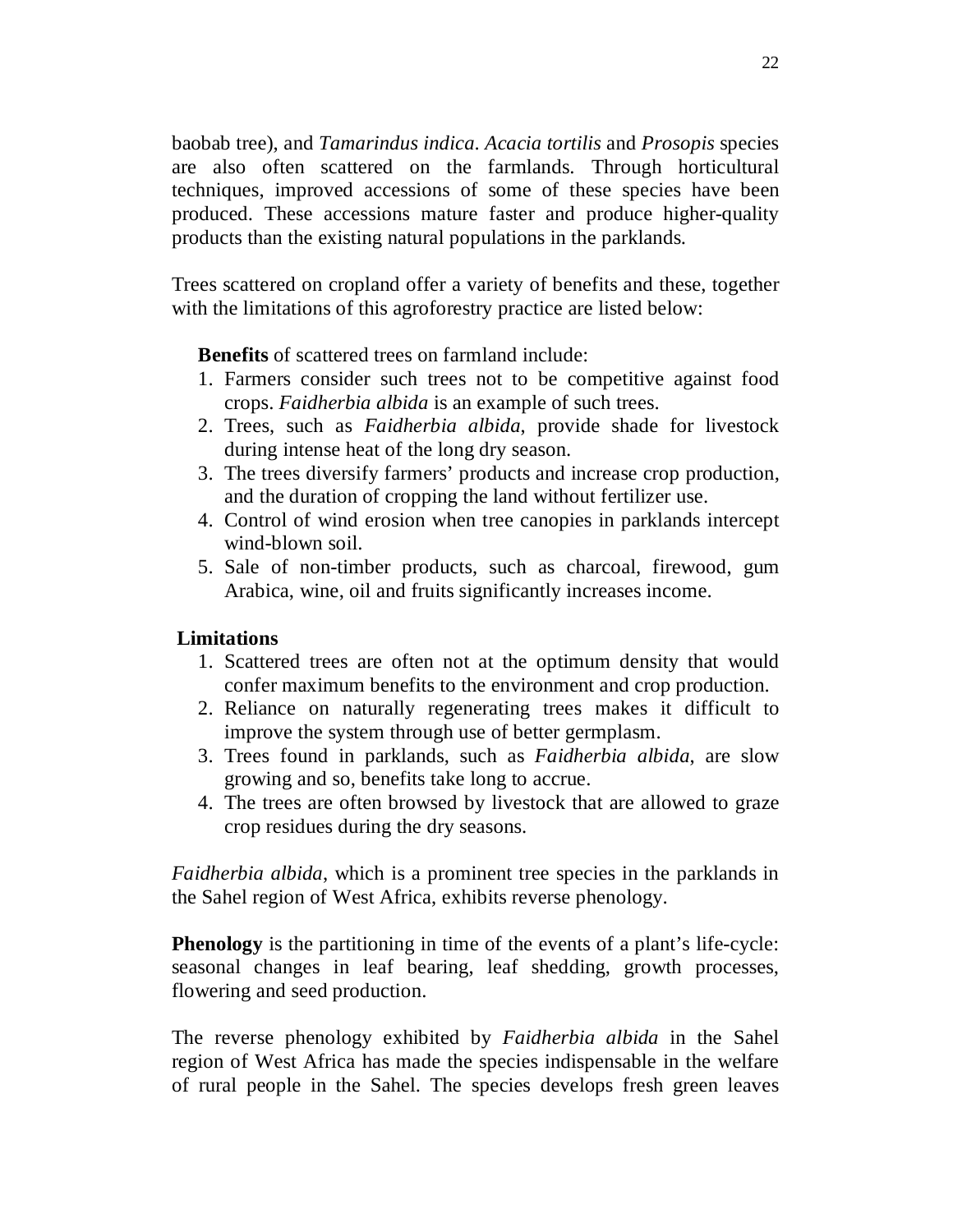baobab tree), and *Tamarindus indica*. *Acacia tortilis* and *Prosopis* species are also often scattered on the farmlands. Through horticultural techniques, improved accessions of some of these species have been produced. These accessions mature faster and produce higher-quality products than the existing natural populations in the parklands.

Trees scattered on cropland offer a variety of benefits and these, together with the limitations of this agroforestry practice are listed below:

**Benefits** of scattered trees on farmland include:

1. Farmers consider such trees not to be competitive against food crops. *Faidherbia albida* is an example of such trees.
2. Trees, such as *Faidherbia albida*, provide shade for livestock during intense heat of the long dry season.
3. The trees diversify farmers' products and increase crop production, and the duration of cropping the land without fertilizer use.
4. Control of wind erosion when tree canopies in parklands intercept wind-blown soil.
5. Sale of non-timber products, such as charcoal, firewood, gum Arabica, wine, oil and fruits significantly increases income.

**Limitations**

1. Scattered trees are often not at the optimum density that would confer maximum benefits to the environment and crop production.
2. Reliance on naturally regenerating trees makes it difficult to improve the system through use of better germplasm.
3. Trees found in parklands, such as *Faidherbia albida*, are slow growing and so, benefits take long to accrue.
4. The trees are often browsed by livestock that are allowed to graze crop residues during the dry seasons.

*Faidherbia albida*, which is a prominent tree species in the parklands in the Sahel region of West Africa, exhibits reverse phenology.

**Phenology** is the partitioning in time of the events of a plant's life-cycle: seasonal changes in leaf bearing, leaf shedding, growth processes, flowering and seed production.

The reverse phenology exhibited by *Faidherbia albida* in the Sahel region of West Africa has made the species indispensable in the welfare of rural people in the Sahel. The species develops fresh green leaves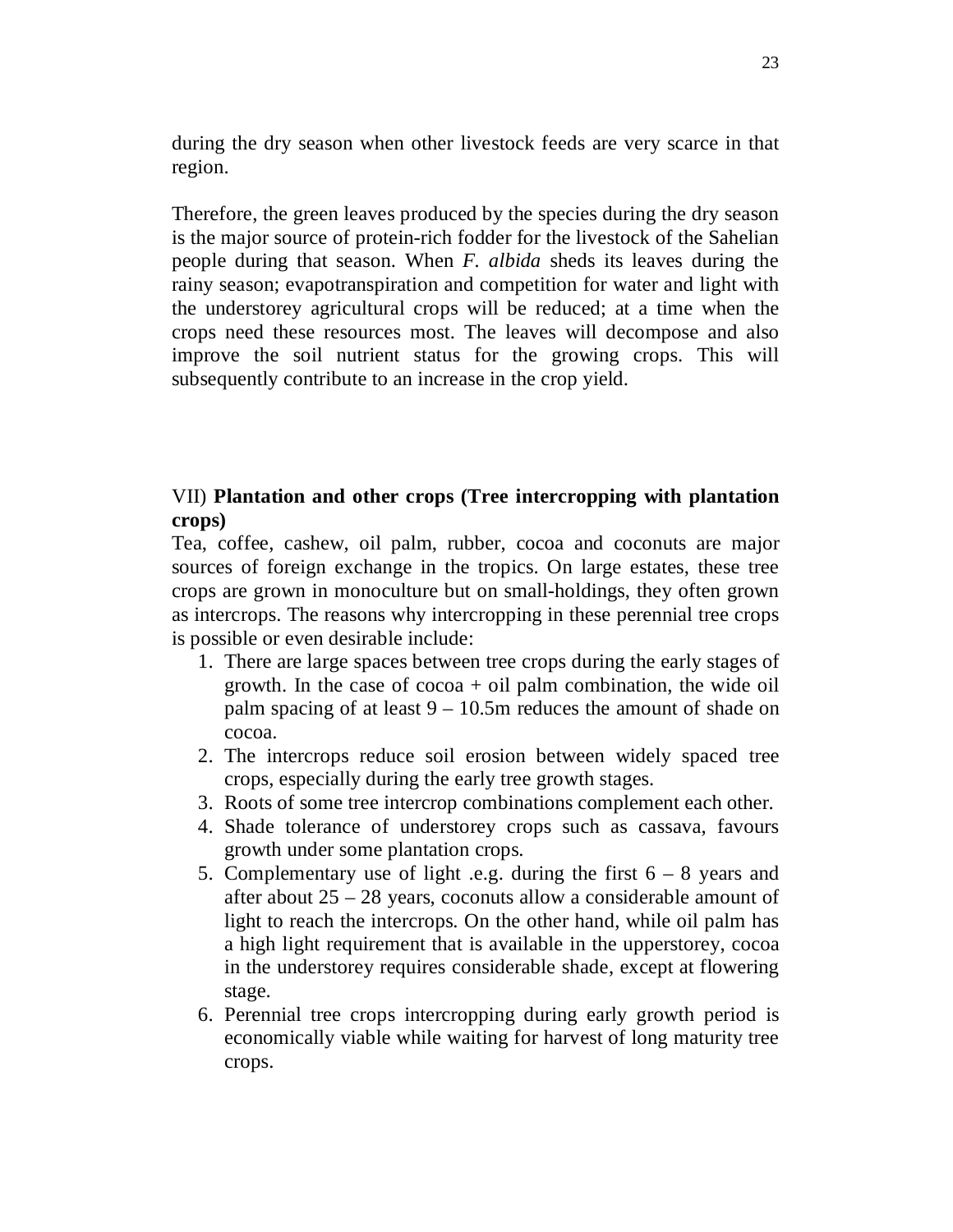during the dry season when other livestock feeds are very scarce in that region.

Therefore, the green leaves produced by the species during the dry season is the major source of protein-rich fodder for the livestock of the Sahelian people during that season. When *F. albida* sheds its leaves during the rainy season; evapotranspiration and competition for water and light with the understorey agricultural crops will be reduced; at a time when the crops need these resources most. The leaves will decompose and also improve the soil nutrient status for the growing crops. This will subsequently contribute to an increase in the crop yield.

VII) **Plantation and other crops (Tree intercropping with plantation crops)**

Tea, coffee, cashew, oil palm, rubber, cocoa and coconuts are major sources of foreign exchange in the tropics. On large estates, these tree crops are grown in monoculture but on small-holdings, they often grown as intercrops. The reasons why intercropping in these perennial tree crops is possible or even desirable include:

1. There are large spaces between tree crops during the early stages of growth. In the case of cocoa + oil palm combination, the wide oil palm spacing of at least 9 – 10.5m reduces the amount of shade on cocoa.
2. The intercrops reduce soil erosion between widely spaced tree crops, especially during the early tree growth stages.
3. Roots of some tree intercrop combinations complement each other.
4. Shade tolerance of understorey crops such as cassava, favours growth under some plantation crops.
5. Complementary use of light .e.g. during the first 6 – 8 years and after about 25 – 28 years, coconuts allow a considerable amount of light to reach the intercrops. On the other hand, while oil palm has a high light requirement that is available in the upperstorey, cocoa in the understorey requires considerable shade, except at flowering stage.
6. Perennial tree crops intercropping during early growth period is economically viable while waiting for harvest of long maturity tree crops.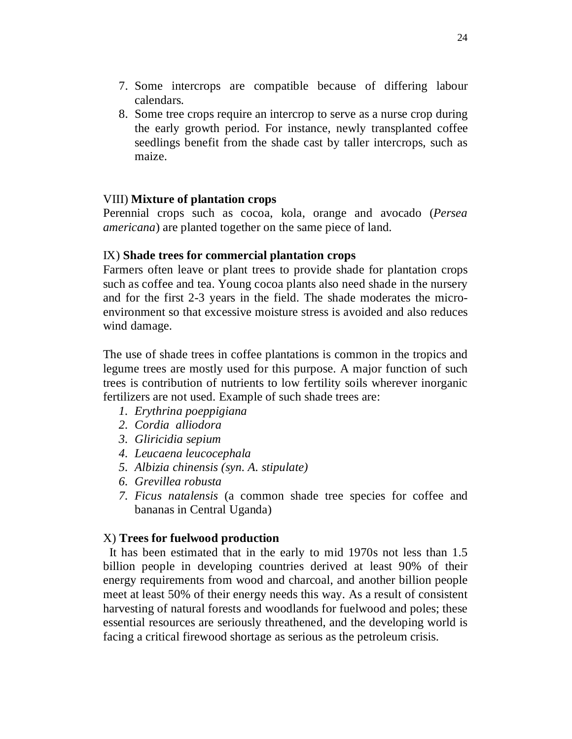7. Some intercrops are compatible because of differing labour calendars.
8. Some tree crops require an intercrop to serve as a nurse crop during the early growth period. For instance, newly transplanted coffee seedlings benefit from the shade cast by taller intercrops, such as maize.

VIII) **Mixture of plantation crops**

Perennial crops such as cocoa, kola, orange and avocado (*Persea americana*) are planted together on the same piece of land.

IX) **Shade trees for commercial plantation crops**

Farmers often leave or plant trees to provide shade for plantation crops such as coffee and tea. Young cocoa plants also need shade in the nursery and for the first 2-3 years in the field. The shade moderates the micro-environment so that excessive moisture stress is avoided and also reduces wind damage.

The use of shade trees in coffee plantations is common in the tropics and legume trees are mostly used for this purpose. A major function of such trees is contribution of nutrients to low fertility soils wherever inorganic fertilizers are not used. Example of such shade trees are:

1. *Erythrina poeppigiana*
2. *Cordia alliodora*
3. *Gliricidia sepium*
4. *Leucaena leucocephala*
5. *Albizia chinensis (syn. A. stipulate)*
6. *Grevillea robusta*
7. *Ficus natalensis* (a common shade tree species for coffee and bananas in Central Uganda)

X) **Trees for fuelwood production**

It has been estimated that in the early to mid 1970s not less than 1.5 billion people in developing countries derived at least 90% of their energy requirements from wood and charcoal, and another billion people meet at least 50% of their energy needs this way. As a result of consistent harvesting of natural forests and woodlands for fuelwood and poles; these essential resources are seriously threathened, and the developing world is facing a critical firewood shortage as serious as the petroleum crisis.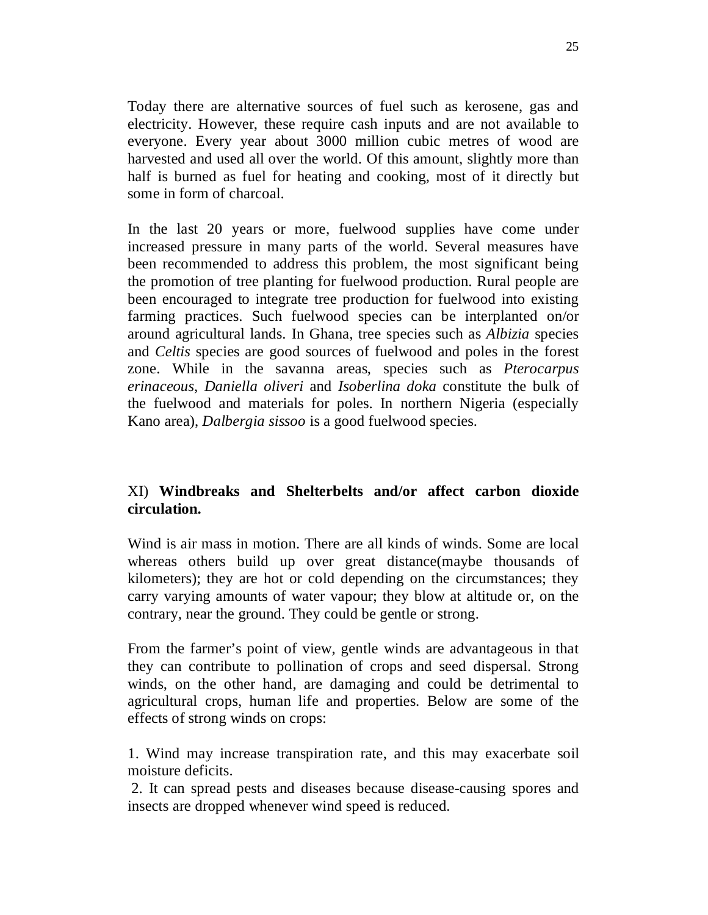Today there are alternative sources of fuel such as kerosene, gas and electricity. However, these require cash inputs and are not available to everyone. Every year about 3000 million cubic metres of wood are harvested and used all over the world. Of this amount, slightly more than half is burned as fuel for heating and cooking, most of it directly but some in form of charcoal.

In the last 20 years or more, fuelwood supplies have come under increased pressure in many parts of the world. Several measures have been recommended to address this problem, the most significant being the promotion of tree planting for fuelwood production. Rural people are been encouraged to integrate tree production for fuelwood into existing farming practices. Such fuelwood species can be interplanted on/or around agricultural lands. In Ghana, tree species such as *Albizia* species and *Celtis* species are good sources of fuelwood and poles in the forest zone. While in the savanna areas, species such as *Pterocarpus erinaceous*, *Daniella oliveri* and *Isoberlina doka* constitute the bulk of the fuelwood and materials for poles. In northern Nigeria (especially Kano area), *Dalbergia sissoo* is a good fuelwood species.

### XI) **Windbreaks and Shelterbelts and/or affect carbon dioxide circulation.**

Wind is air mass in motion. There are all kinds of winds. Some are local whereas others build up over great distance(maybe thousands of kilometers); they are hot or cold depending on the circumstances; they carry varying amounts of water vapour; they blow at altitude or, on the contrary, near the ground. They could be gentle or strong.

From the farmer's point of view, gentle winds are advantageous in that they can contribute to pollination of crops and seed dispersal. Strong winds, on the other hand, are damaging and could be detrimental to agricultural crops, human life and properties. Below are some of the effects of strong winds on crops:

1. Wind may increase transpiration rate, and this may exacerbate soil moisture deficits.
2. It can spread pests and diseases because disease-causing spores and insects are dropped whenever wind speed is reduced.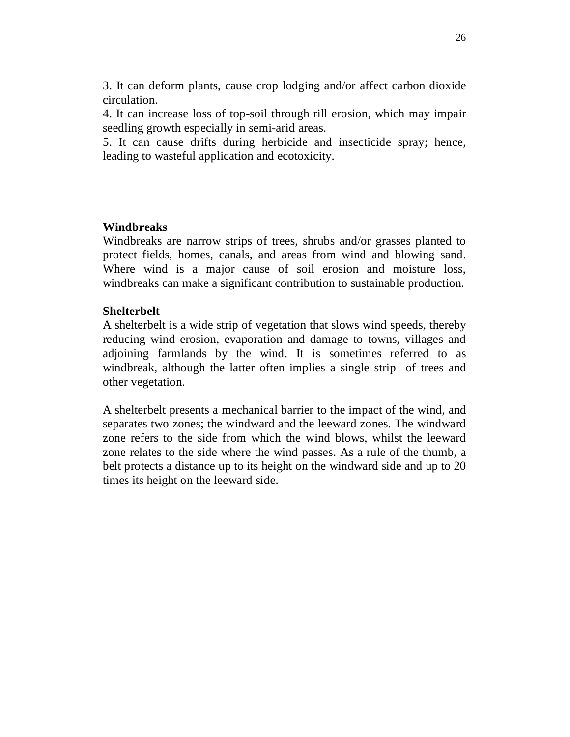3. It can deform plants, cause crop lodging and/or affect carbon dioxide circulation.
4. It can increase loss of top-soil through rill erosion, which may impair seedling growth especially in semi-arid areas.
5. It can cause drifts during herbicide and insecticide spray; hence, leading to wasteful application and ecotoxicity.

**Windbreaks**

Windbreaks are narrow strips of trees, shrubs and/or grasses planted to protect fields, homes, canals, and areas from wind and blowing sand. Where wind is a major cause of soil erosion and moisture loss, windbreaks can make a significant contribution to sustainable production.

**Shelterbelt**

A shelterbelt is a wide strip of vegetation that slows wind speeds, thereby reducing wind erosion, evaporation and damage to towns, villages and adjoining farmlands by the wind. It is sometimes referred to as windbreak, although the latter often implies a single strip of trees and other vegetation.

A shelterbelt presents a mechanical barrier to the impact of the wind, and separates two zones; the windward and the leeward zones. The windward zone refers to the side from which the wind blows, whilst the leeward zone relates to the side where the wind passes. As a rule of the thumb, a belt protects a distance up to its height on the windward side and up to 20 times its height on the leeward side.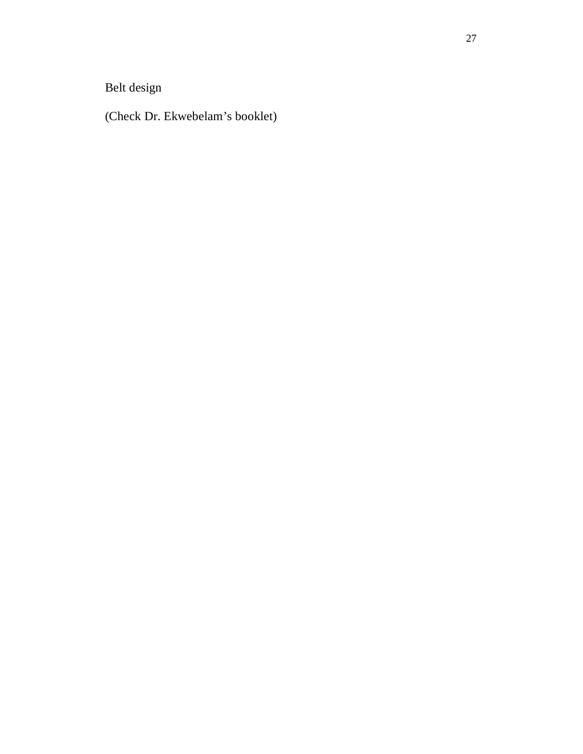Belt design

(Check Dr. Ekwebelam’s booklet)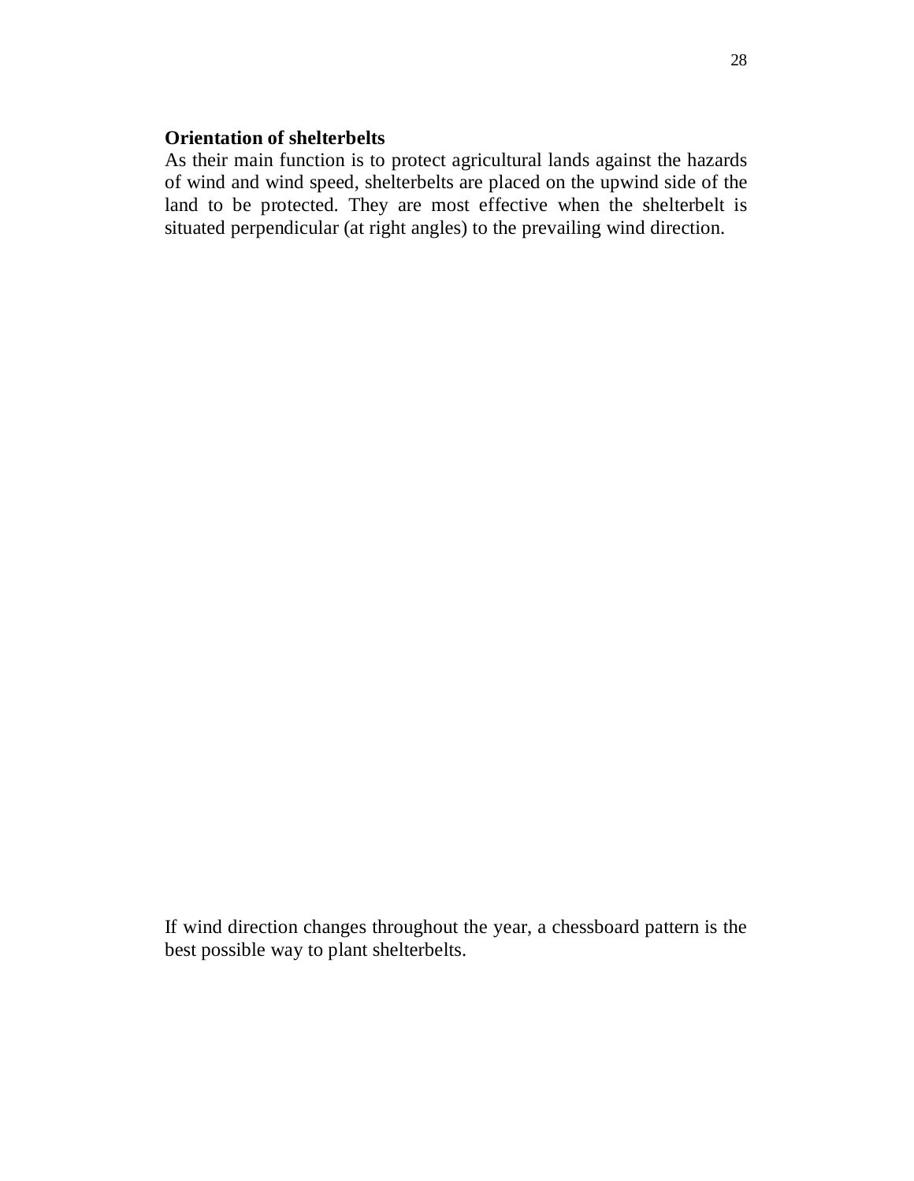**Orientation of shelterbelts**

As their main function is to protect agricultural lands against the hazards of wind and wind speed, shelterbelts are placed on the upwind side of the land to be protected. They are most effective when the shelterbelt is situated perpendicular (at right angles) to the prevailing wind direction.

If wind direction changes throughout the year, a chessboard pattern is the best possible way to plant shelterbelts.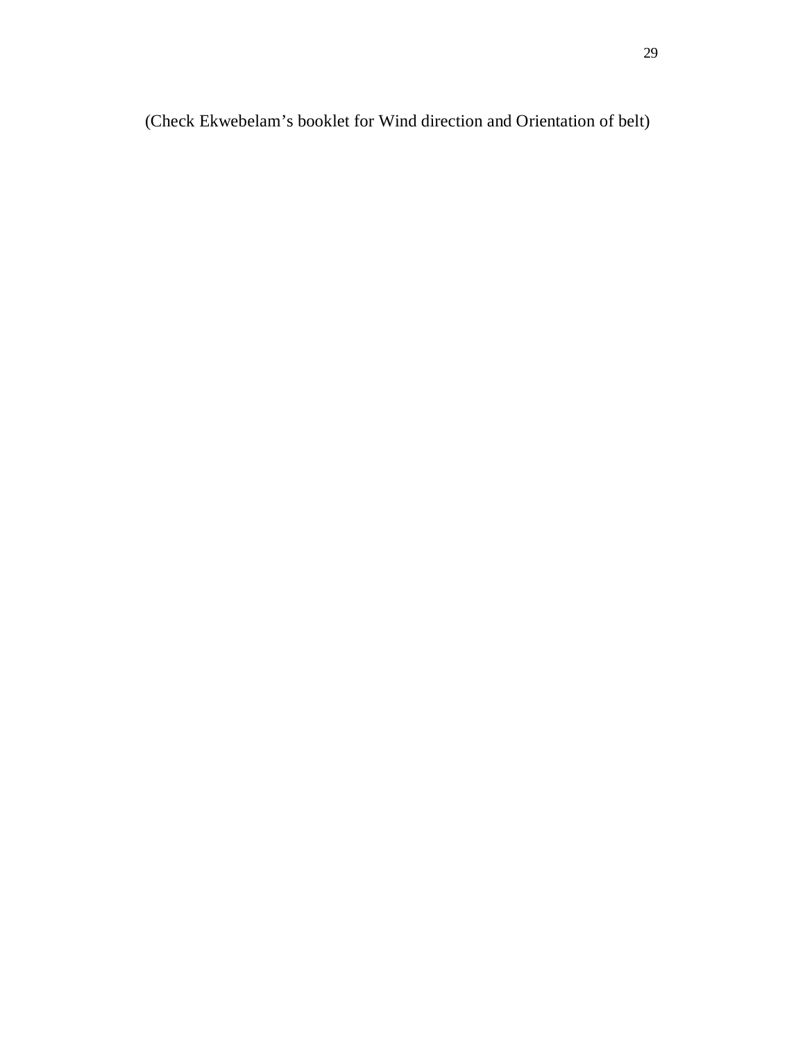(Check Ekwebelam's booklet for Wind direction and Orientation of belt)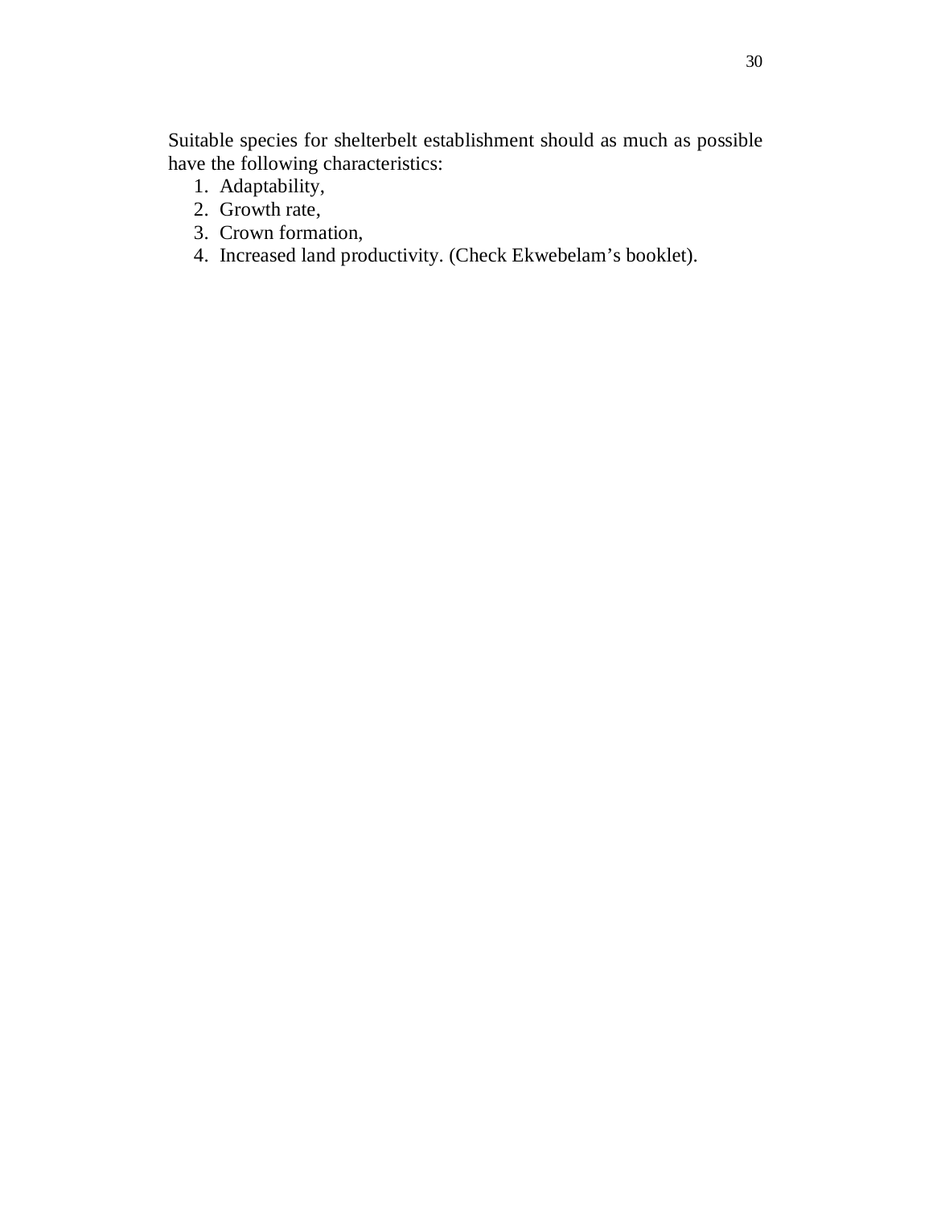Suitable species for shelterbelt establishment should as much as possible have the following characteristics:

1. Adaptability,
2. Growth rate,
3. Crown formation,
4. Increased land productivity. (Check Ekwebelam's booklet).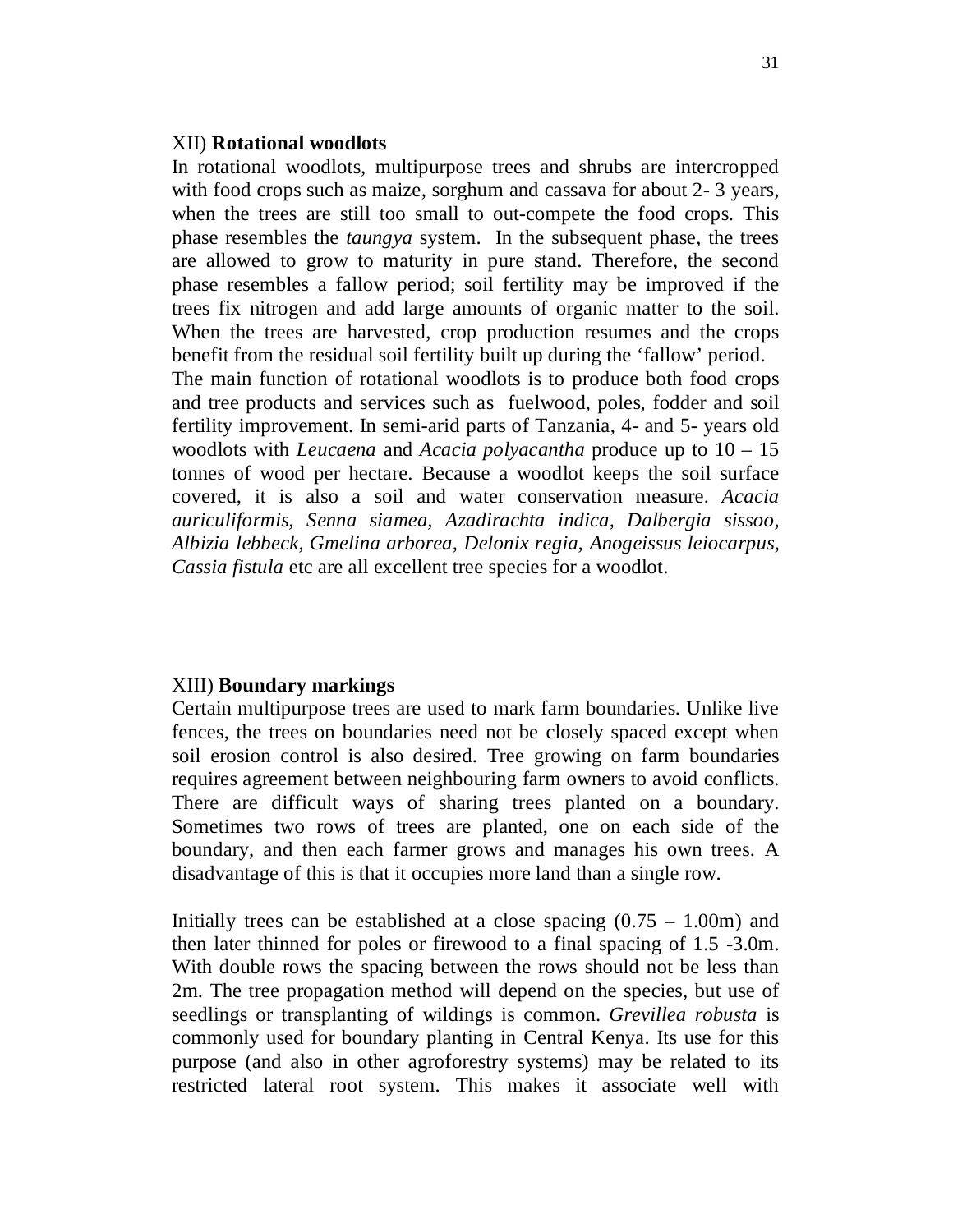XII) **Rotational woodlots**

In rotational woodlots, multipurpose trees and shrubs are intercropped with food crops such as maize, sorghum and cassava for about 2- 3 years, when the trees are still too small to out-compete the food crops. This phase resembles the *taungya* system. In the subsequent phase, the trees are allowed to grow to maturity in pure stand. Therefore, the second phase resembles a fallow period; soil fertility may be improved if the trees fix nitrogen and add large amounts of organic matter to the soil. When the trees are harvested, crop production resumes and the crops benefit from the residual soil fertility built up during the 'fallow' period.

The main function of rotational woodlots is to produce both food crops and tree products and services such as fuelwood, poles, fodder and soil fertility improvement. In semi-arid parts of Tanzania, 4- and 5- years old woodlots with *Leucaena* and *Acacia polyacantha* produce up to 10 – 15 tonnes of wood per hectare. Because a woodlot keeps the soil surface covered, it is also a soil and water conservation measure. *Acacia auriculiformis, Senna siamea, Azadirachta indica, Dalbergia sissoo, Albizia lebbeck, Gmelina arborea, Delonix regia, Anogeissus leiocarpus, Cassia fistula* etc are all excellent tree species for a woodlot.

XIII) **Boundary markings**

Certain multipurpose trees are used to mark farm boundaries. Unlike live fences, the trees on boundaries need not be closely spaced except when soil erosion control is also desired. Tree growing on farm boundaries requires agreement between neighbouring farm owners to avoid conflicts. There are difficult ways of sharing trees planted on a boundary. Sometimes two rows of trees are planted, one on each side of the boundary, and then each farmer grows and manages his own trees. A disadvantage of this is that it occupies more land than a single row.

Initially trees can be established at a close spacing (0.75 – 1.00m) and then later thinned for poles or firewood to a final spacing of 1.5 -3.0m. With double rows the spacing between the rows should not be less than 2m. The tree propagation method will depend on the species, but use of seedlings or transplanting of wildings is common. *Grevillea robusta* is commonly used for boundary planting in Central Kenya. Its use for this purpose (and also in other agroforestry systems) may be related to its restricted lateral root system. This makes it associate well with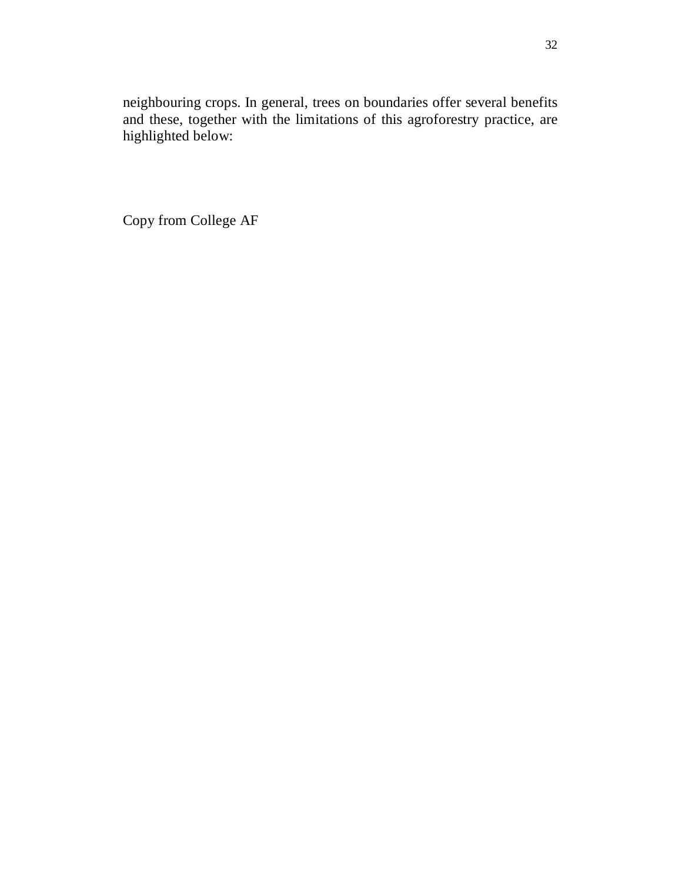neighbouring crops. In general, trees on boundaries offer several benefits and these, together with the limitations of this agroforestry practice, are highlighted below:

Copy from College AF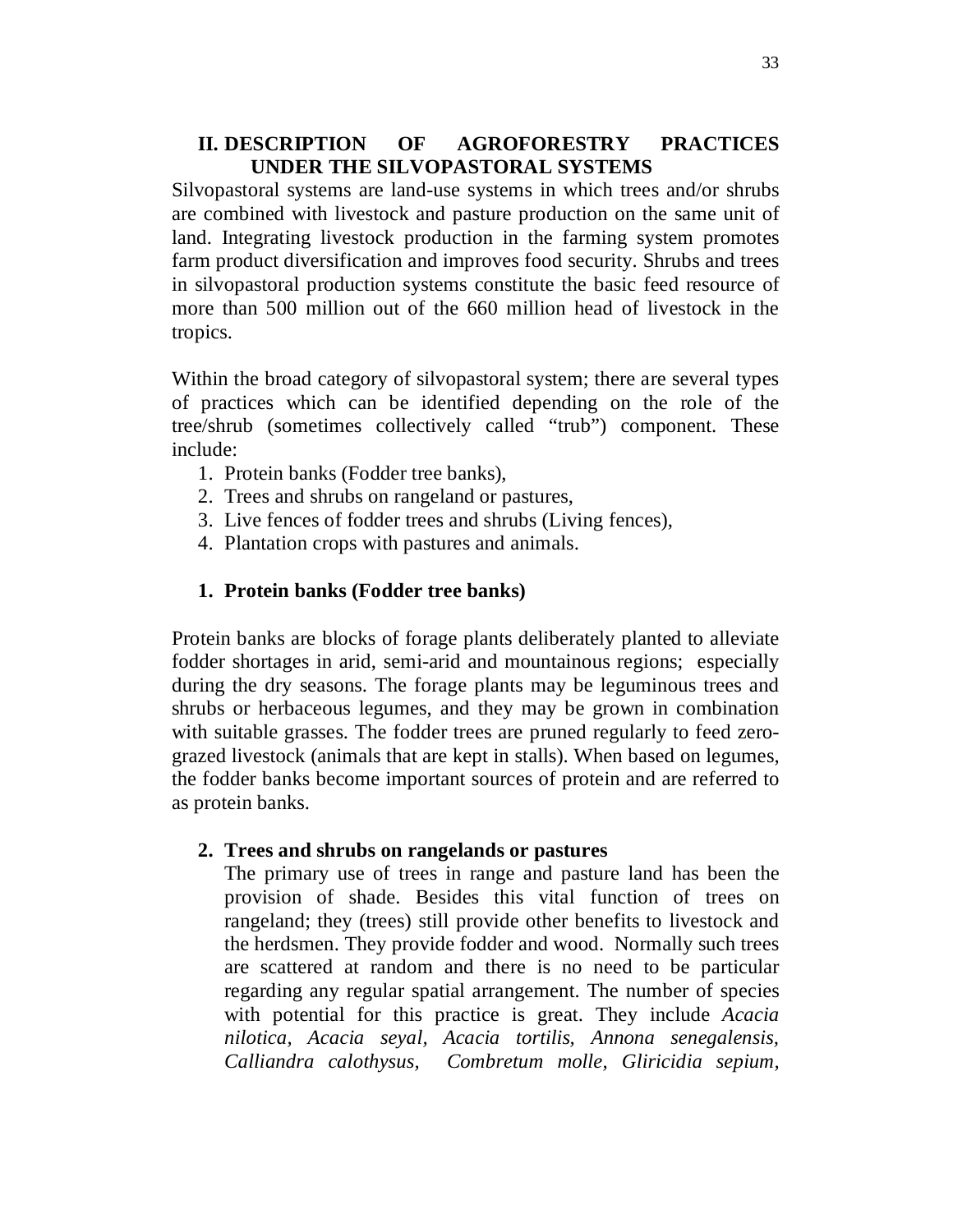## II. DESCRIPTION OF AGROFORESTRY PRACTICES UNDER THE SILVOPASTORAL SYSTEMS

Silvopastoral systems are land-use systems in which trees and/or shrubs are combined with livestock and pasture production on the same unit of land. Integrating livestock production in the farming system promotes farm product diversification and improves food security. Shrubs and trees in silvopastoral production systems constitute the basic feed resource of more than 500 million out of the 660 million head of livestock in the tropics.

Within the broad category of silvopastoral system; there are several types of practices which can be identified depending on the role of the tree/shrub (sometimes collectively called "trub") component. These include:

1. Protein banks (Fodder tree banks),
2. Trees and shrubs on rangeland or pastures,
3. Live fences of fodder trees and shrubs (Living fences),
4. Plantation crops with pastures and animals.

### 1. Protein banks (Fodder tree banks)

Protein banks are blocks of forage plants deliberately planted to alleviate fodder shortages in arid, semi-arid and mountainous regions; especially during the dry seasons. The forage plants may be leguminous trees and shrubs or herbaceous legumes, and they may be grown in combination with suitable grasses. The fodder trees are pruned regularly to feed zero-grazed livestock (animals that are kept in stalls). When based on legumes, the fodder banks become important sources of protein and are referred to as protein banks.

### 2. Trees and shrubs on rangelands or pastures

The primary use of trees in range and pasture land has been the provision of shade. Besides this vital function of trees on rangeland; they (trees) still provide other benefits to livestock and the herdsmen. They provide fodder and wood. Normally such trees are scattered at random and there is no need to be particular regarding any regular spatial arrangement. The number of species with potential for this practice is great. They include *Acacia nilotica*, *Acacia seyal*, *Acacia tortilis*, *Annona senegalensis*, *Calliandra calothysus*, *Combretum molle*, *Gliricidia sepium*,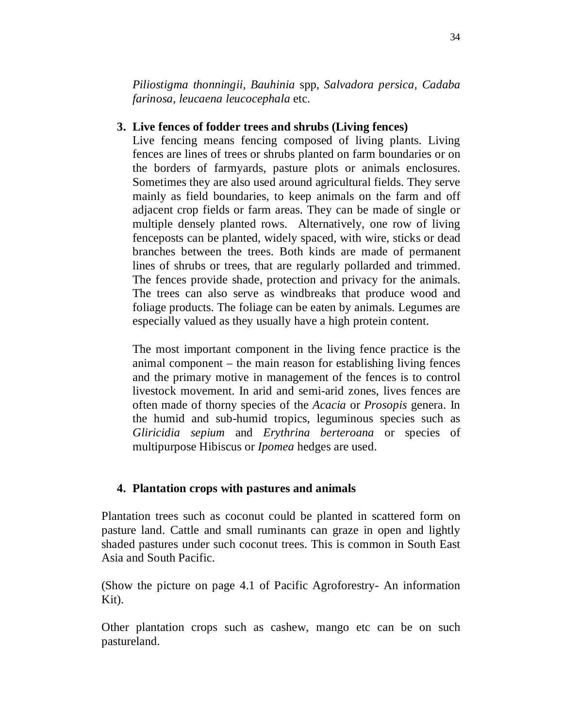*Piliostigma thonningii*, *Bauhinia* spp, *Salvadora persica*, *Cadaba farinosa*, *leucaena leucocephala* etc.

3. **Live fences of fodder trees and shrubs (Living fences)**

   Live fencing means fencing composed of living plants. Living fences are lines of trees or shrubs planted on farm boundaries or on the borders of farmyards, pasture plots or animals enclosures. Sometimes they are also used around agricultural fields. They serve mainly as field boundaries, to keep animals on the farm and off adjacent crop fields or farm areas. They can be made of single or multiple densely planted rows. Alternatively, one row of living fenceposts can be planted, widely spaced, with wire, sticks or dead branches between the trees. Both kinds are made of permanent lines of shrubs or trees, that are regularly pollarded and trimmed. The fences provide shade, protection and privacy for the animals. The trees can also serve as windbreaks that produce wood and foliage products. The foliage can be eaten by animals. Legumes are especially valued as they usually have a high protein content.

   The most important component in the living fence practice is the animal component – the main reason for establishing living fences and the primary motive in management of the fences is to control livestock movement. In arid and semi-arid zones, lives fences are often made of thorny species of the *Acacia* or *Prosopis* genera. In the humid and sub-humid tropics, leguminous species such as *Gliricidia sepium* and *Erythrina berteroana* or species of multipurpose Hibiscus or *Ipomea* hedges are used.

4. **Plantation crops with pastures and animals**

Plantation trees such as coconut could be planted in scattered form on pasture land. Cattle and small ruminants can graze in open and lightly shaded pastures under such coconut trees. This is common in South East Asia and South Pacific.

(Show the picture on page 4.1 of Pacific Agroforestry- An information Kit).

Other plantation crops such as cashew, mango etc can be on such pastureland.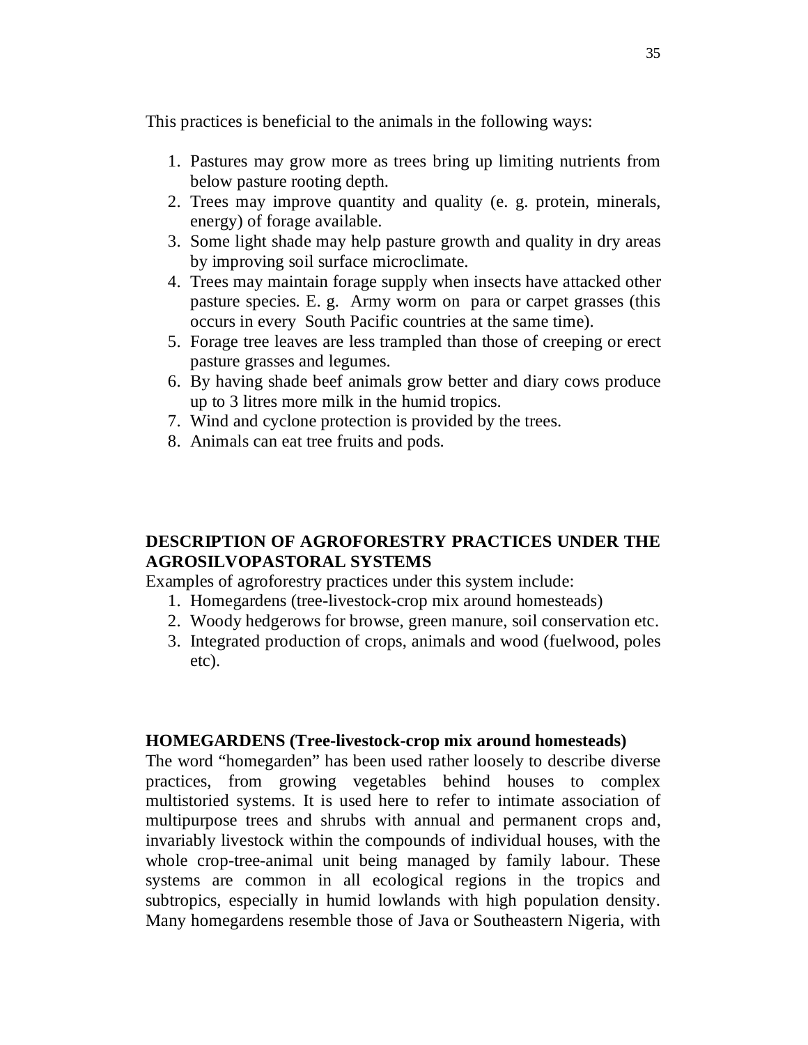This practices is beneficial to the animals in the following ways:

1. Pastures may grow more as trees bring up limiting nutrients from below pasture rooting depth.
2. Trees may improve quantity and quality (e. g. protein, minerals, energy) of forage available.
3. Some light shade may help pasture growth and quality in dry areas by improving soil surface microclimate.
4. Trees may maintain forage supply when insects have attacked other pasture species. E. g. Army worm on para or carpet grasses (this occurs in every South Pacific countries at the same time).
5. Forage tree leaves are less trampled than those of creeping or erect pasture grasses and legumes.
6. By having shade beef animals grow better and diary cows produce up to 3 litres more milk in the humid tropics.
7. Wind and cyclone protection is provided by the trees.
8. Animals can eat tree fruits and pods.

## DESCRIPTION OF AGROFORESTRY PRACTICES UNDER THE AGROSILVOPASTORAL SYSTEMS

Examples of agroforestry practices under this system include:

1. Homegardens (tree-livestock-crop mix around homesteads)
2. Woody hedgerows for browse, green manure, soil conservation etc.
3. Integrated production of crops, animals and wood (fuelwood, poles etc).

## HOMEGARDENS (Tree-livestock-crop mix around homesteads)

The word “homegarden” has been used rather loosely to describe diverse practices, from growing vegetables behind houses to complex multistoried systems. It is used here to refer to intimate association of multipurpose trees and shrubs with annual and permanent crops and, invariably livestock within the compounds of individual houses, with the whole crop-tree-animal unit being managed by family labour. These systems are common in all ecological regions in the tropics and subtropics, especially in humid lowlands with high population density. Many homegardens resemble those of Java or Southeastern Nigeria, with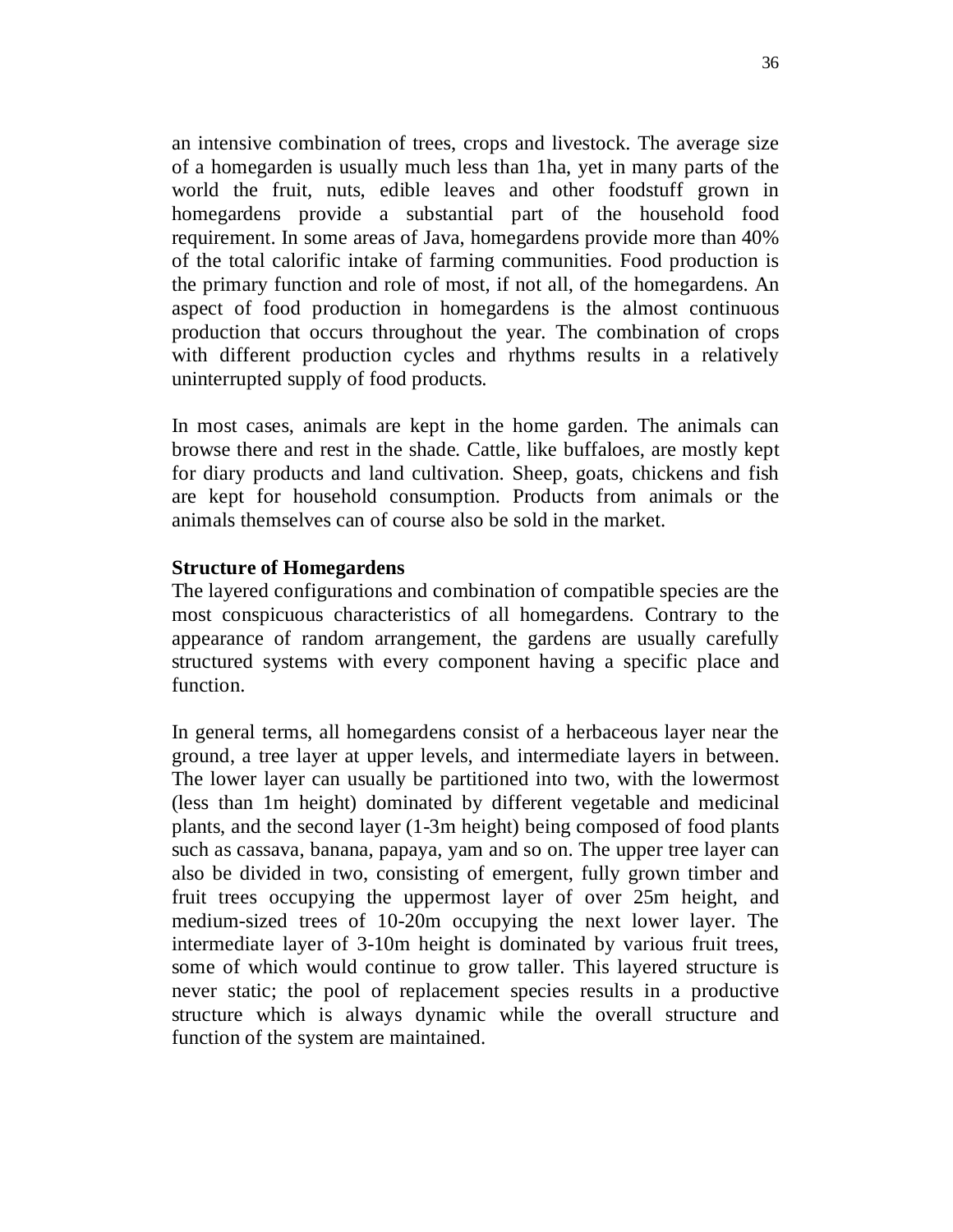an intensive combination of trees, crops and livestock. The average size of a homegarden is usually much less than 1ha, yet in many parts of the world the fruit, nuts, edible leaves and other foodstuff grown in homegardens provide a substantial part of the household food requirement. In some areas of Java, homegardens provide more than 40% of the total calorific intake of farming communities. Food production is the primary function and role of most, if not all, of the homegardens. An aspect of food production in homegardens is the almost continuous production that occurs throughout the year. The combination of crops with different production cycles and rhythms results in a relatively uninterrupted supply of food products.

In most cases, animals are kept in the home garden. The animals can browse there and rest in the shade. Cattle, like buffaloes, are mostly kept for diary products and land cultivation. Sheep, goats, chickens and fish are kept for household consumption. Products from animals or the animals themselves can of course also be sold in the market.

**Structure of Homegardens**

The layered configurations and combination of compatible species are the most conspicuous characteristics of all homegardens. Contrary to the appearance of random arrangement, the gardens are usually carefully structured systems with every component having a specific place and function.

In general terms, all homegardens consist of a herbaceous layer near the ground, a tree layer at upper levels, and intermediate layers in between. The lower layer can usually be partitioned into two, with the lowermost (less than 1m height) dominated by different vegetable and medicinal plants, and the second layer (1-3m height) being composed of food plants such as cassava, banana, papaya, yam and so on. The upper tree layer can also be divided in two, consisting of emergent, fully grown timber and fruit trees occupying the uppermost layer of over 25m height, and medium-sized trees of 10-20m occupying the next lower layer. The intermediate layer of 3-10m height is dominated by various fruit trees, some of which would continue to grow taller. This layered structure is never static; the pool of replacement species results in a productive structure which is always dynamic while the overall structure and function of the system are maintained.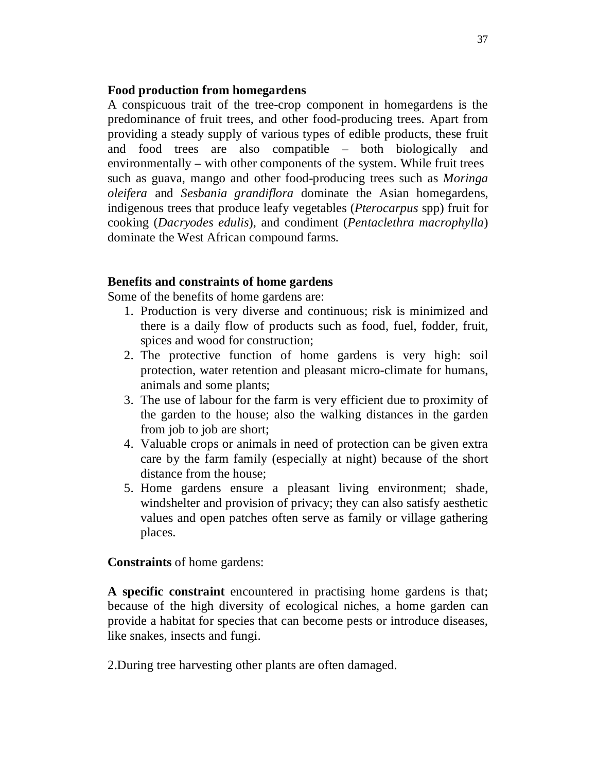**Food production from homegardens**

A conspicuous trait of the tree-crop component in homegardens is the predominance of fruit trees, and other food-producing trees. Apart from providing a steady supply of various types of edible products, these fruit and food trees are also compatible – both biologically and environmentally – with other components of the system. While fruit trees such as guava, mango and other food-producing trees such as *Moringa oleifera* and *Sesbania grandiflora* dominate the Asian homegardens, indigenous trees that produce leafy vegetables (*Pterocarpus* spp) fruit for cooking (*Dacryodes edulis*), and condiment (*Pentaclethra macrophylla*) dominate the West African compound farms.

**Benefits and constraints of home gardens**

Some of the benefits of home gardens are:

1. Production is very diverse and continuous; risk is minimized and there is a daily flow of products such as food, fuel, fodder, fruit, spices and wood for construction;
2. The protective function of home gardens is very high: soil protection, water retention and pleasant micro-climate for humans, animals and some plants;
3. The use of labour for the farm is very efficient due to proximity of the garden to the house; also the walking distances in the garden from job to job are short;
4. Valuable crops or animals in need of protection can be given extra care by the farm family (especially at night) because of the short distance from the house;
5. Home gardens ensure a pleasant living environment; shade, windshelter and provision of privacy; they can also satisfy aesthetic values and open patches often serve as family or village gathering places.

**Constraints** of home gardens:

**A specific constraint** encountered in practising home gardens is that; because of the high diversity of ecological niches, a home garden can provide a habitat for species that can become pests or introduce diseases, like snakes, insects and fungi.

2.During tree harvesting other plants are often damaged.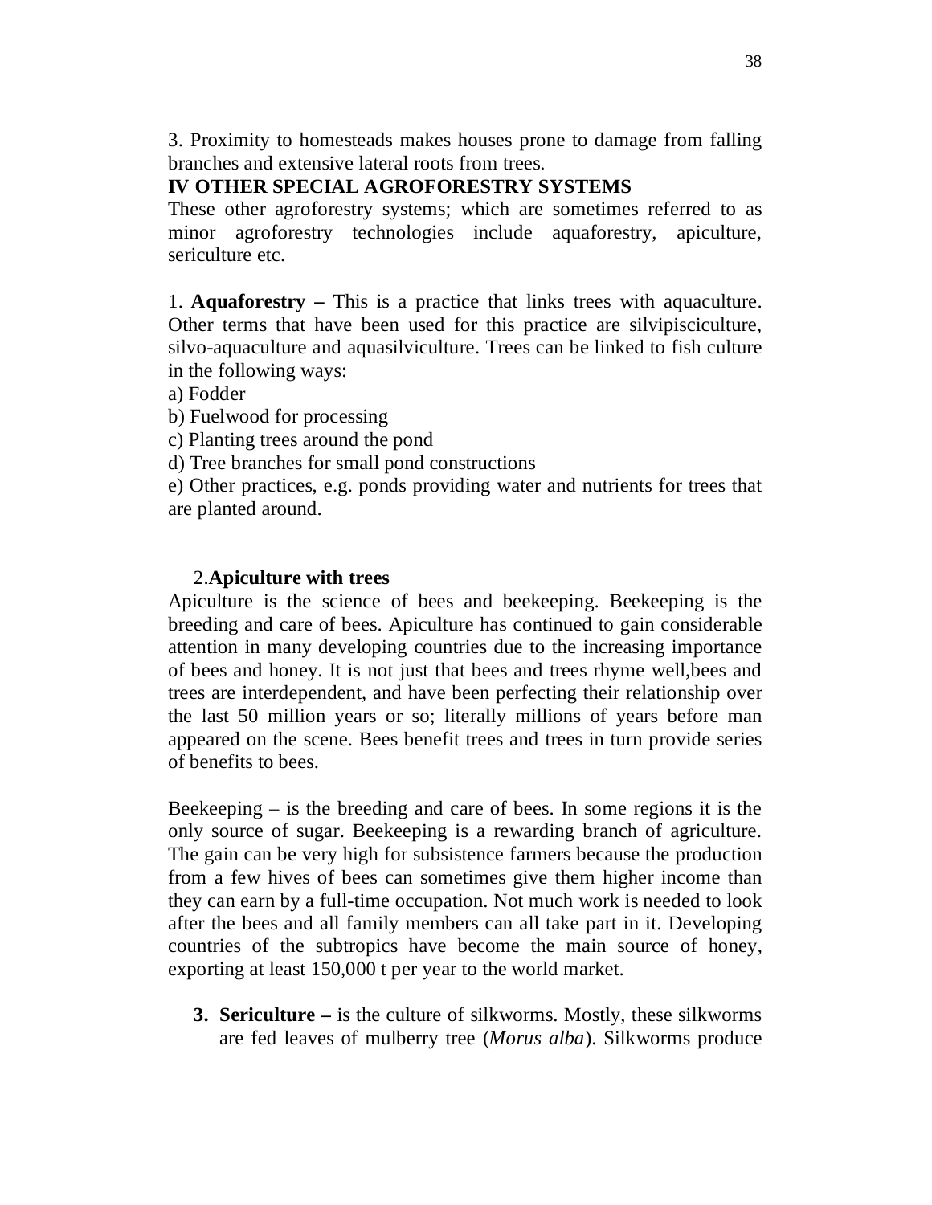3. Proximity to homesteads makes houses prone to damage from falling branches and extensive lateral roots from trees.

## IV OTHER SPECIAL AGROFORESTRY SYSTEMS

These other agroforestry systems; which are sometimes referred to as minor agroforestry technologies include aquaforestry, apiculture, sericulture etc.

1. **Aquaforestry –** This is a practice that links trees with aquaculture. Other terms that have been used for this practice are silvipisciculture, silvo-aquaculture and aquasilviculture. Trees can be linked to fish culture in the following ways:

a) Fodder

b) Fuelwood for processing

c) Planting trees around the pond

d) Tree branches for small pond constructions

e) Other practices, e.g. ponds providing water and nutrients for trees that are planted around.

2.**Apiculture with trees**

Apiculture is the science of bees and beekeeping. Beekeeping is the breeding and care of bees. Apiculture has continued to gain considerable attention in many developing countries due to the increasing importance of bees and honey. It is not just that bees and trees rhyme well,bees and trees are interdependent, and have been perfecting their relationship over the last 50 million years or so; literally millions of years before man appeared on the scene. Bees benefit trees and trees in turn provide series of benefits to bees.

Beekeeping – is the breeding and care of bees. In some regions it is the only source of sugar. Beekeeping is a rewarding branch of agriculture. The gain can be very high for subsistence farmers because the production from a few hives of bees can sometimes give them higher income than they can earn by a full-time occupation. Not much work is needed to look after the bees and all family members can all take part in it. Developing countries of the subtropics have become the main source of honey, exporting at least 150,000 t per year to the world market.

3. **Sericulture –** is the culture of silkworms. Mostly, these silkworms are fed leaves of mulberry tree (*Morus alba*). Silkworms produce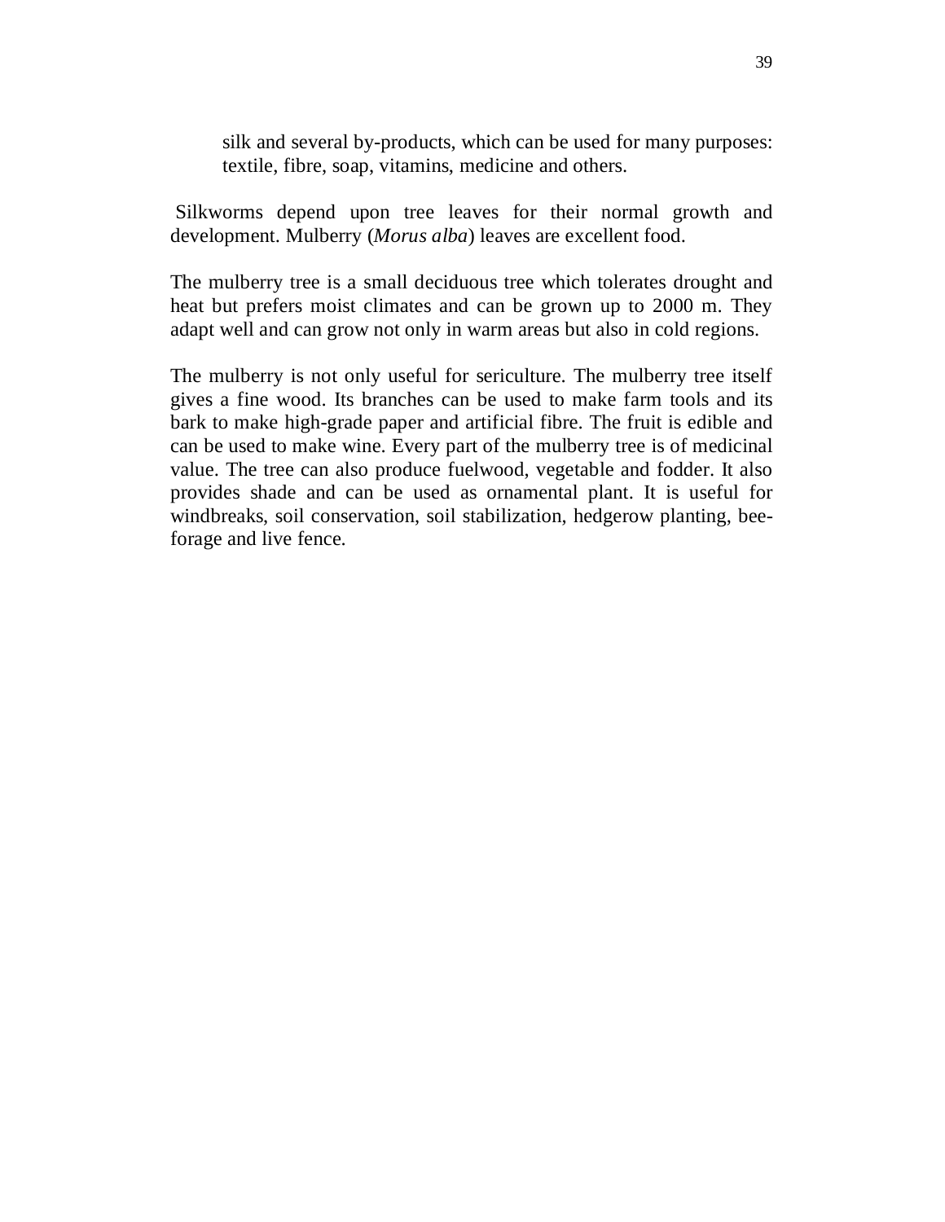silk and several by-products, which can be used for many purposes: textile, fibre, soap, vitamins, medicine and others.

Silkworms depend upon tree leaves for their normal growth and development. Mulberry (*Morus alba*) leaves are excellent food.

The mulberry tree is a small deciduous tree which tolerates drought and heat but prefers moist climates and can be grown up to 2000 m. They adapt well and can grow not only in warm areas but also in cold regions.

The mulberry is not only useful for sericulture. The mulberry tree itself gives a fine wood. Its branches can be used to make farm tools and its bark to make high-grade paper and artificial fibre. The fruit is edible and can be used to make wine. Every part of the mulberry tree is of medicinal value. The tree can also produce fuelwood, vegetable and fodder. It also provides shade and can be used as ornamental plant. It is useful for windbreaks, soil conservation, soil stabilization, hedgerow planting, bee-forage and live fence.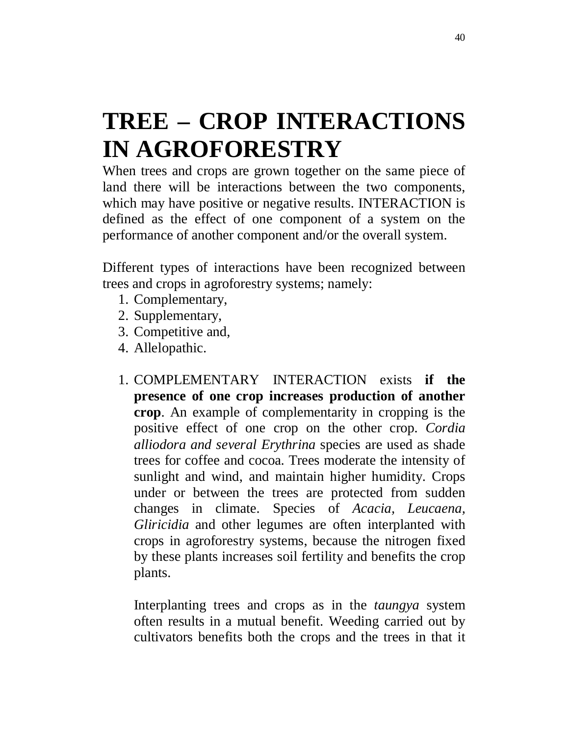# TREE – CROP INTERACTIONS IN AGROFORESTRY

When trees and crops are grown together on the same piece of land there will be interactions between the two components, which may have positive or negative results. INTERACTION is defined as the effect of one component of a system on the performance of another component and/or the overall system.

Different types of interactions have been recognized between trees and crops in agroforestry systems; namely:

1. Complementary,
2. Supplementary,
3. Competitive and,
4. Allelopathic.

1. COMPLEMENTARY INTERACTION exists **if the presence of one crop increases production of another crop**. An example of complementarity in cropping is the positive effect of one crop on the other crop. *Cordia alliodora and several Erythrina* species are used as shade trees for coffee and cocoa. Trees moderate the intensity of sunlight and wind, and maintain higher humidity. Crops under or between the trees are protected from sudden changes in climate. Species of *Acacia, Leucaena, Gliricidia* and other legumes are often interplanted with crops in agroforestry systems, because the nitrogen fixed by these plants increases soil fertility and benefits the crop plants.

   Interplanting trees and crops as in the *taungya* system often results in a mutual benefit. Weeding carried out by cultivators benefits both the crops and the trees in that it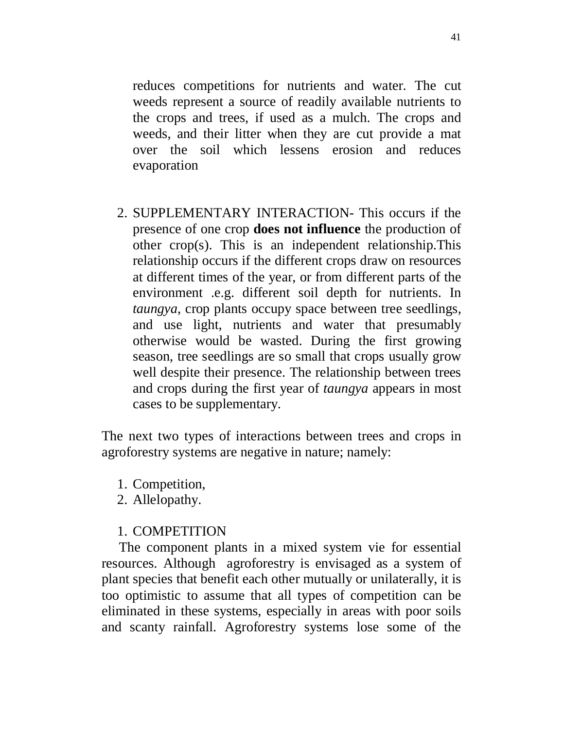reduces competitions for nutrients and water. The cut weeds represent a source of readily available nutrients to the crops and trees, if used as a mulch. The crops and weeds, and their litter when they are cut provide a mat over the soil which lessens erosion and reduces evaporation

2. SUPPLEMENTARY INTERACTION- This occurs if the presence of one crop **does not influence** the production of other crop(s). This is an independent relationship.This relationship occurs if the different crops draw on resources at different times of the year, or from different parts of the environment .e.g. different soil depth for nutrients. In *taungya*, crop plants occupy space between tree seedlings, and use light, nutrients and water that presumably otherwise would be wasted. During the first growing season, tree seedlings are so small that crops usually grow well despite their presence. The relationship between trees and crops during the first year of *taungya* appears in most cases to be supplementary.

The next two types of interactions between trees and crops in agroforestry systems are negative in nature; namely:

1. Competition,
2. Allelopathy.

1. COMPETITION

The component plants in a mixed system vie for essential resources. Although agroforestry is envisaged as a system of plant species that benefit each other mutually or unilaterally, it is too optimistic to assume that all types of competition can be eliminated in these systems, especially in areas with poor soils and scanty rainfall. Agroforestry systems lose some of the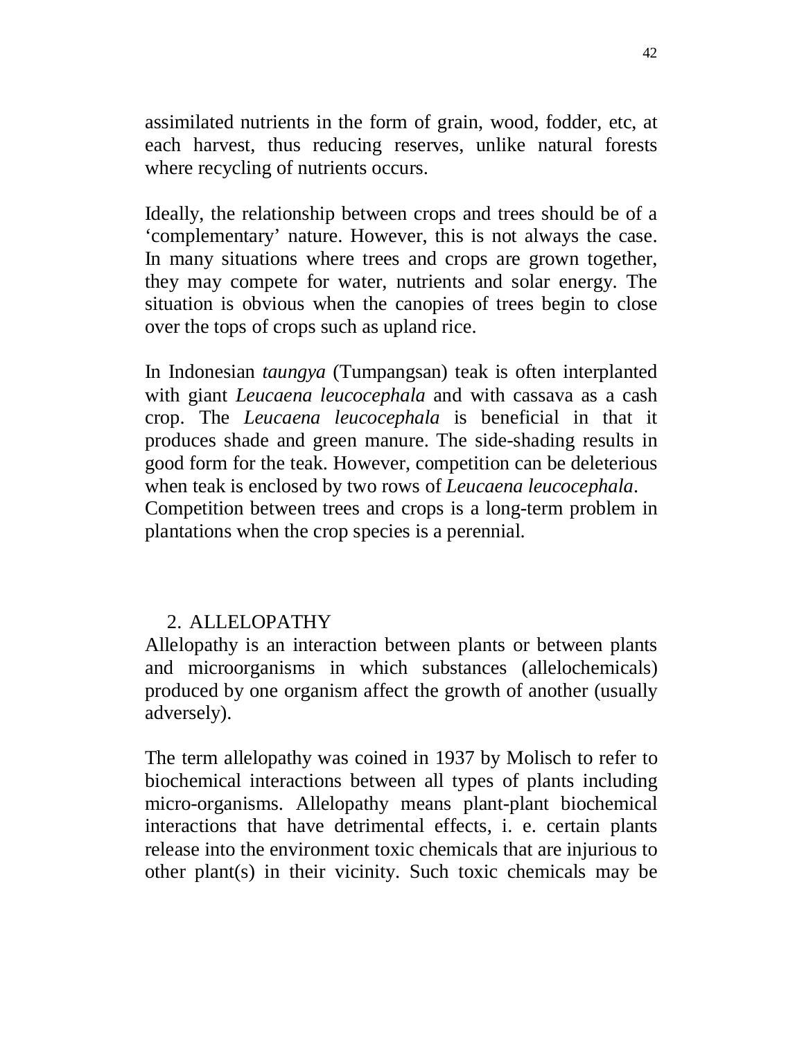assimilated nutrients in the form of grain, wood, fodder, etc, at each harvest, thus reducing reserves, unlike natural forests where recycling of nutrients occurs.

Ideally, the relationship between crops and trees should be of a 'complementary' nature. However, this is not always the case. In many situations where trees and crops are grown together, they may compete for water, nutrients and solar energy. The situation is obvious when the canopies of trees begin to close over the tops of crops such as upland rice.

In Indonesian *taungya* (Tumpangsan) teak is often interplanted with giant *Leucaena leucocephala* and with cassava as a cash crop. The *Leucaena leucocephala* is beneficial in that it produces shade and green manure. The side-shading results in good form for the teak. However, competition can be deleterious when teak is enclosed by two rows of *Leucaena leucocephala*. Competition between trees and crops is a long-term problem in plantations when the crop species is a perennial.

## 2. ALLELOPATHY

Allelopathy is an interaction between plants or between plants and microorganisms in which substances (allelochemicals) produced by one organism affect the growth of another (usually adversely).

The term allelopathy was coined in 1937 by Molisch to refer to biochemical interactions between all types of plants including micro-organisms. Allelopathy means plant-plant biochemical interactions that have detrimental effects, i. e. certain plants release into the environment toxic chemicals that are injurious to other plant(s) in their vicinity. Such toxic chemicals may be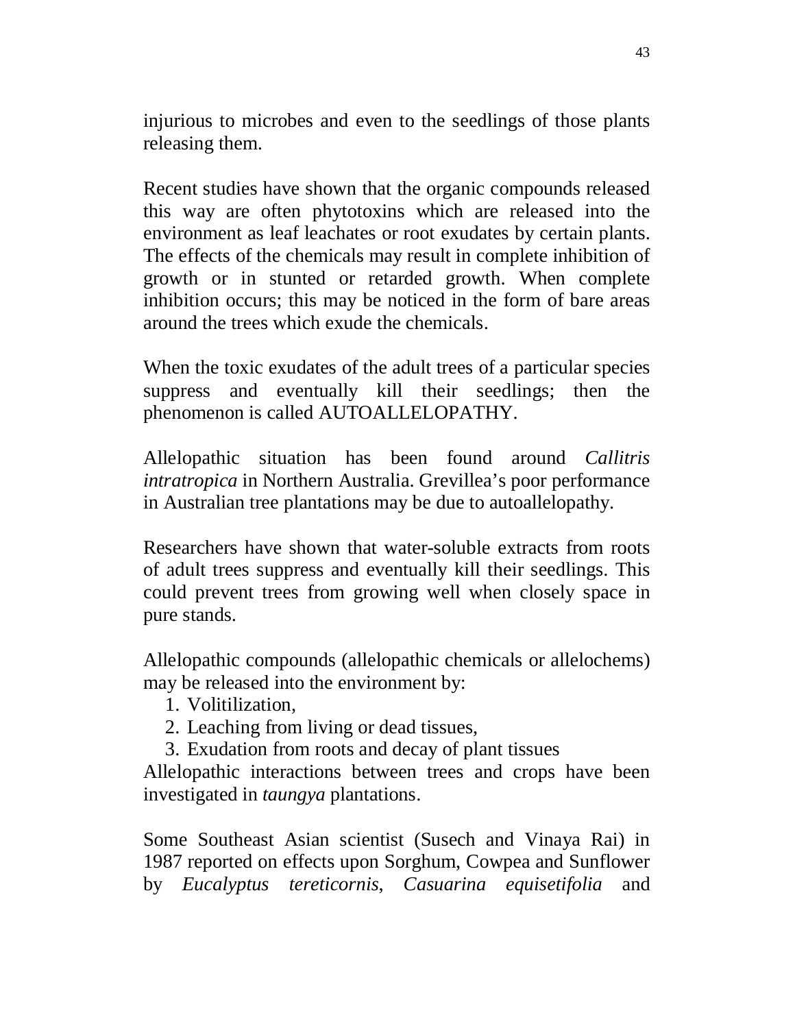injurious to microbes and even to the seedlings of those plants releasing them.

Recent studies have shown that the organic compounds released this way are often phytotoxins which are released into the environment as leaf leachates or root exudates by certain plants. The effects of the chemicals may result in complete inhibition of growth or in stunted or retarded growth. When complete inhibition occurs; this may be noticed in the form of bare areas around the trees which exude the chemicals.

When the toxic exudates of the adult trees of a particular species suppress and eventually kill their seedlings; then the phenomenon is called AUTOALLELOPATHY.

Allelopathic situation has been found around *Callitris intratropica* in Northern Australia. Grevillea's poor performance in Australian tree plantations may be due to autoallelopathy.

Researchers have shown that water-soluble extracts from roots of adult trees suppress and eventually kill their seedlings. This could prevent trees from growing well when closely space in pure stands.

Allelopathic compounds (allelopathic chemicals or allelochems) may be released into the environment by:

1. Volitilization,
2. Leaching from living or dead tissues,
3. Exudation from roots and decay of plant tissues

Allelopathic interactions between trees and crops have been investigated in *taungya* plantations.

Some Southeast Asian scientist (Susech and Vinaya Rai) in 1987 reported on effects upon Sorghum, Cowpea and Sunflower by *Eucalyptus tereticornis*, *Casuarina equisetifolia* and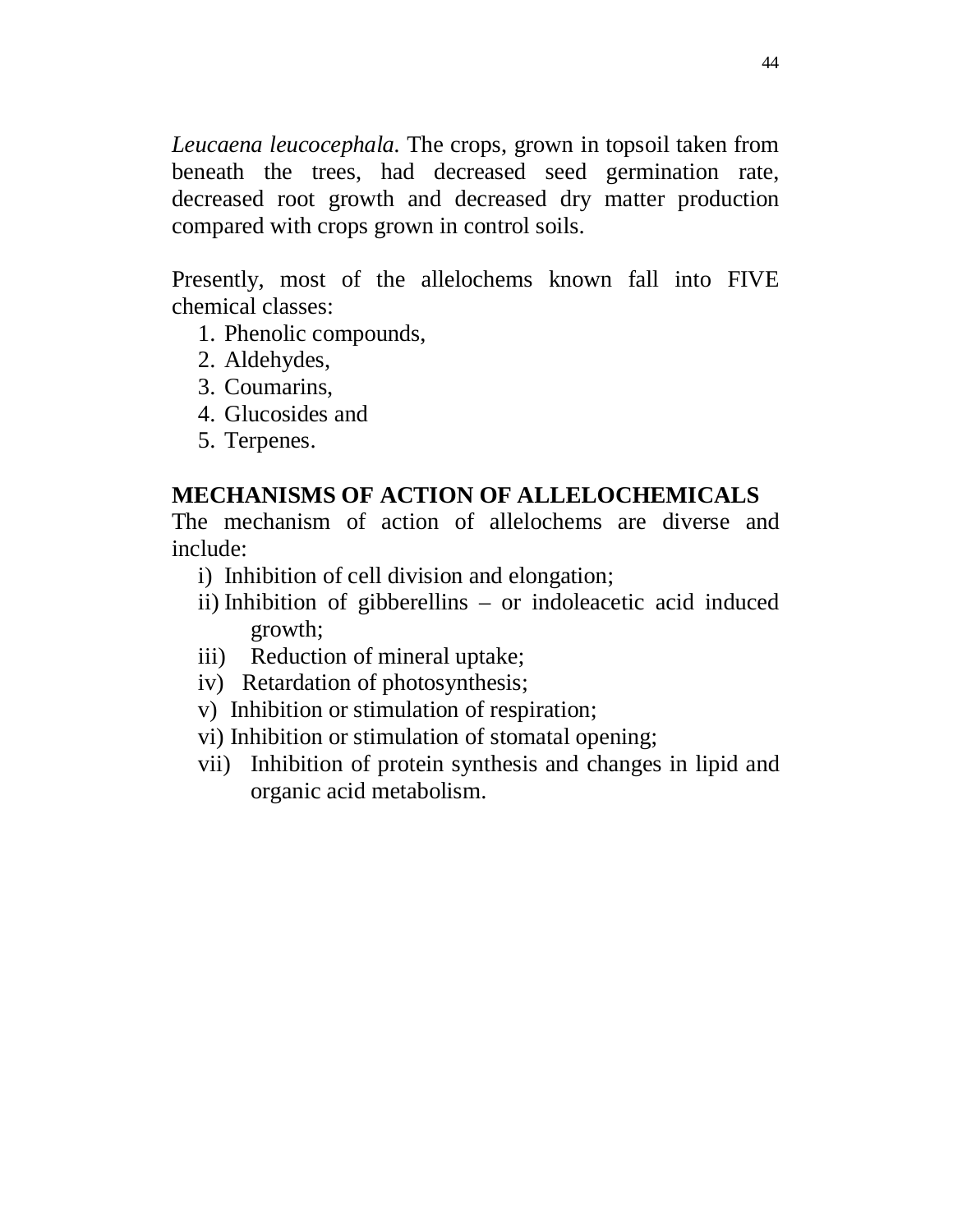*Leucaena leucocephala.* The crops, grown in topsoil taken from beneath the trees, had decreased seed germination rate, decreased root growth and decreased dry matter production compared with crops grown in control soils.

Presently, most of the allelochems known fall into FIVE chemical classes:

1. Phenolic compounds,
2. Aldehydes,
3. Coumarins,
4. Glucosides and
5. Terpenes.

**MECHANISMS OF ACTION OF ALLELOCHEMICALS**

The mechanism of action of allelochems are diverse and include:

- i) Inhibition of cell division and elongation;
- ii) Inhibition of gibberellins – or indoleacetic acid induced growth;
- iii) Reduction of mineral uptake;
- iv) Retardation of photosynthesis;
- v) Inhibition or stimulation of respiration;
- vi) Inhibition or stimulation of stomatal opening;
- vii) Inhibition of protein synthesis and changes in lipid and organic acid metabolism.